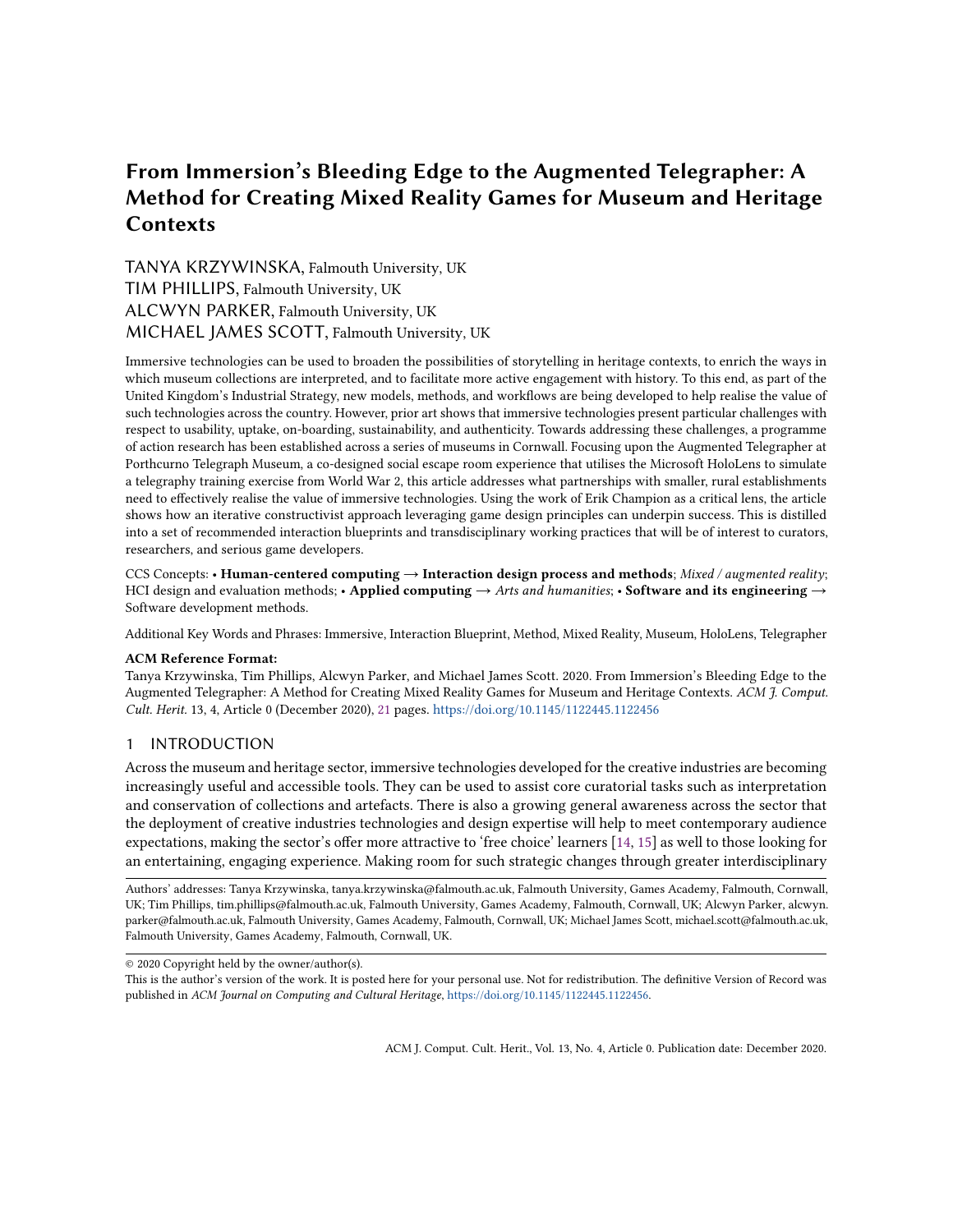# From Immersion's Bleeding Edge to the Augmented Telegrapher: A Method for Creating Mixed Reality Games for Museum and Heritage Contexts

TANYA KRZYWINSKA, Falmouth University, UK
TIM PHILLIPS, Falmouth University, UK
ALCWYN PARKER, Falmouth University, UK
MICHAEL JAMES SCOTT, Falmouth University, UK

Immersive technologies can be used to broaden the possibilities of storytelling in heritage contexts, to enrich the ways in which museum collections are interpreted, and to facilitate more active engagement with history. To this end, as part of the United Kingdom's Industrial Strategy, new models, methods, and workflows are being developed to help realise the value of such technologies across the country. However, prior art shows that immersive technologies present particular challenges with respect to usability, uptake, on-boarding, sustainability, and authenticity. Towards addressing these challenges, a programme of action research has been established across a series of museums in Cornwall. Focusing upon the Augmented Telegrapher at Porthcurno Telegraph Museum, a co-designed social escape room experience that utilises the Microsoft HoloLens to simulate a telegraphy training exercise from World War 2, this article addresses what partnerships with smaller, rural establishments need to effectively realise the value of immersive technologies. Using the work of Erik Champion as a critical lens, the article shows how an iterative constructivist approach leveraging game design principles can underpin success. This is distilled into a set of recommended interaction blueprints and transdisciplinary working practices that will be of interest to curators, researchers, and serious game developers.

CCS Concepts: • **Human-centered computing → Interaction design process and methods**; *Mixed / augmented reality*; HCI design and evaluation methods; • **Applied computing →** *Arts and humanities*; • **Software and its engineering →** Software development methods.

Additional Key Words and Phrases: Immersive, Interaction Blueprint, Method, Mixed Reality, Museum, HoloLens, Telegrapher

**ACM Reference Format:**
Tanya Krzywinska, Tim Phillips, Alcwyn Parker, and Michael James Scott. 2020. From Immersion's Bleeding Edge to the Augmented Telegrapher: A Method for Creating Mixed Reality Games for Museum and Heritage Contexts. *ACM J. Comput. Cult. Herit.* 13, 4, Article 0 (December 2020), 21 pages. https://doi.org/10.1145/1122445.1122456

## 1 INTRODUCTION

Across the museum and heritage sector, immersive technologies developed for the creative industries are becoming increasingly useful and accessible tools. They can be used to assist core curatorial tasks such as interpretation and conservation of collections and artefacts. There is also a growing general awareness across the sector that the deployment of creative industries technologies and design expertise will help to meet contemporary audience expectations, making the sector's offer more attractive to 'free choice' learners [14, 15] as well to those looking for an entertaining, engaging experience. Making room for such strategic changes through greater interdisciplinary

Authors' addresses: Tanya Krzywinska, tanya.krzywinska@falmouth.ac.uk, Falmouth University, Games Academy, Falmouth, Cornwall, UK; Tim Phillips, tim.phillips@falmouth.ac.uk, Falmouth University, Games Academy, Falmouth, Cornwall, UK; Alcwyn Parker, alcwyn.parker@falmouth.ac.uk, Falmouth University, Games Academy, Falmouth, Cornwall, UK; Michael James Scott, michael.scott@falmouth.ac.uk, Falmouth University, Games Academy, Falmouth, Cornwall, UK.

© 2020 Copyright held by the owner/author(s).
This is the author's version of the work. It is posted here for your personal use. Not for redistribution. The definitive Version of Record was published in *ACM Journal on Computing and Cultural Heritage*, https://doi.org/10.1145/1122445.1122456.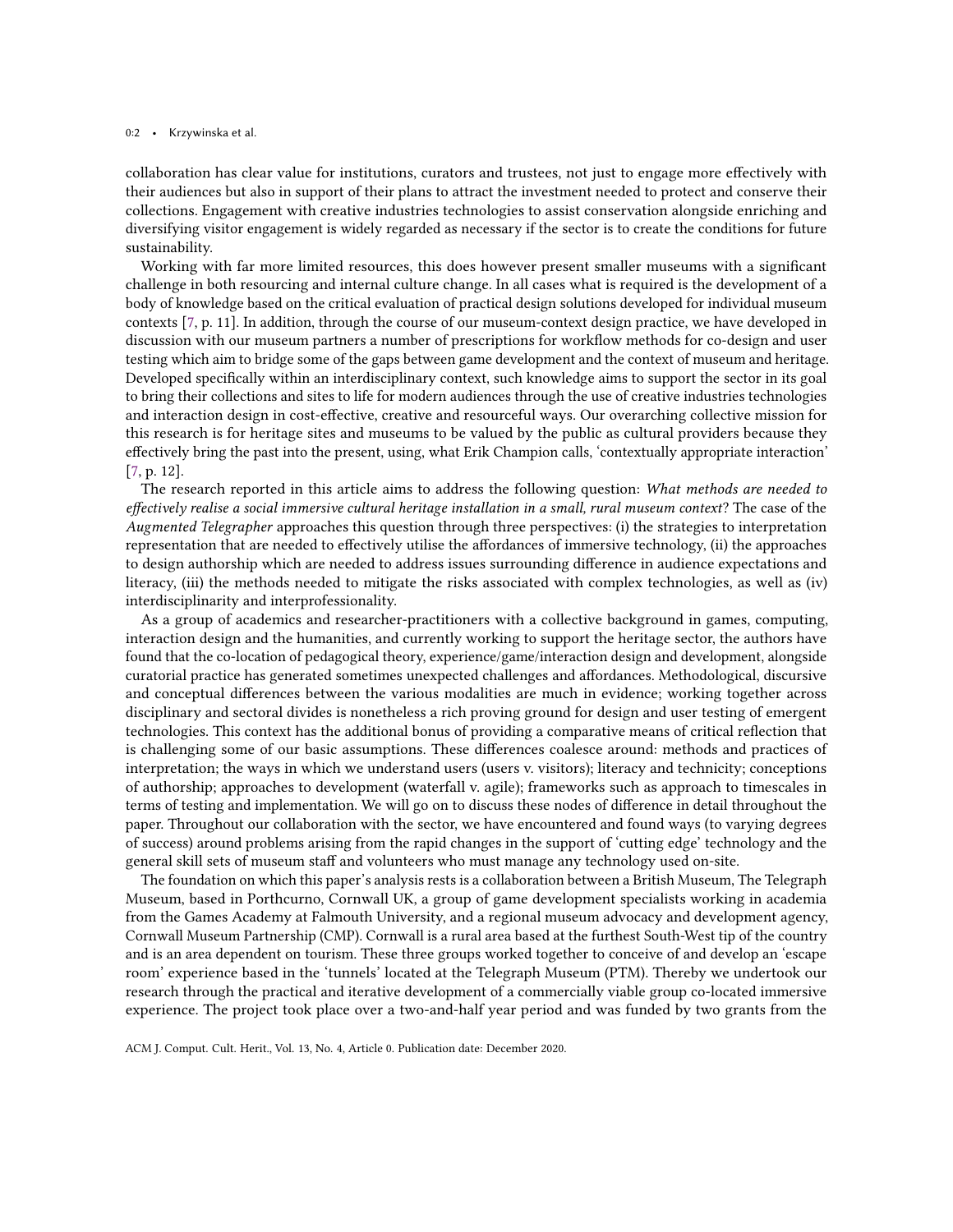collaboration has clear value for institutions, curators and trustees, not just to engage more effectively with their audiences but also in support of their plans to attract the investment needed to protect and conserve their collections. Engagement with creative industries technologies to assist conservation alongside enriching and diversifying visitor engagement is widely regarded as necessary if the sector is to create the conditions for future sustainability.

Working with far more limited resources, this does however present smaller museums with a significant challenge in both resourcing and internal culture change. In all cases what is required is the development of a body of knowledge based on the critical evaluation of practical design solutions developed for individual museum contexts [7, p. 11]. In addition, through the course of our museum-context design practice, we have developed in discussion with our museum partners a number of prescriptions for workflow methods for co-design and user testing which aim to bridge some of the gaps between game development and the context of museum and heritage. Developed specifically within an interdisciplinary context, such knowledge aims to support the sector in its goal to bring their collections and sites to life for modern audiences through the use of creative industries technologies and interaction design in cost-effective, creative and resourceful ways. Our overarching collective mission for this research is for heritage sites and museums to be valued by the public as cultural providers because they effectively bring the past into the present, using, what Erik Champion calls, 'contextually appropriate interaction' [7, p. 12].

The research reported in this article aims to address the following question: *What methods are needed to effectively realise a social immersive cultural heritage installation in a small, rural museum context*? The case of the *Augmented Telegrapher* approaches this question through three perspectives: (i) the strategies to interpretation representation that are needed to effectively utilise the affordances of immersive technology, (ii) the approaches to design authorship which are needed to address issues surrounding difference in audience expectations and literacy, (iii) the methods needed to mitigate the risks associated with complex technologies, as well as (iv) interdisciplinarity and interprofessionality.

As a group of academics and researcher-practitioners with a collective background in games, computing, interaction design and the humanities, and currently working to support the heritage sector, the authors have found that the co-location of pedagogical theory, experience/game/interaction design and development, alongside curatorial practice has generated sometimes unexpected challenges and affordances. Methodological, discursive and conceptual differences between the various modalities are much in evidence; working together across disciplinary and sectoral divides is nonetheless a rich proving ground for design and user testing of emergent technologies. This context has the additional bonus of providing a comparative means of critical reflection that is challenging some of our basic assumptions. These differences coalesce around: methods and practices of interpretation; the ways in which we understand users (users v. visitors); literacy and technicity; conceptions of authorship; approaches to development (waterfall v. agile); frameworks such as approach to timescales in terms of testing and implementation. We will go on to discuss these nodes of difference in detail throughout the paper. Throughout our collaboration with the sector, we have encountered and found ways (to varying degrees of success) around problems arising from the rapid changes in the support of 'cutting edge' technology and the general skill sets of museum staff and volunteers who must manage any technology used on-site.

The foundation on which this paper's analysis rests is a collaboration between a British Museum, The Telegraph Museum, based in Porthcurno, Cornwall UK, a group of game development specialists working in academia from the Games Academy at Falmouth University, and a regional museum advocacy and development agency, Cornwall Museum Partnership (CMP). Cornwall is a rural area based at the furthest South-West tip of the country and is an area dependent on tourism. These three groups worked together to conceive of and develop an 'escape room' experience based in the 'tunnels' located at the Telegraph Museum (PTM). Thereby we undertook our research through the practical and iterative development of a commercially viable group co-located immersive experience. The project took place over a two-and-half year period and was funded by two grants from the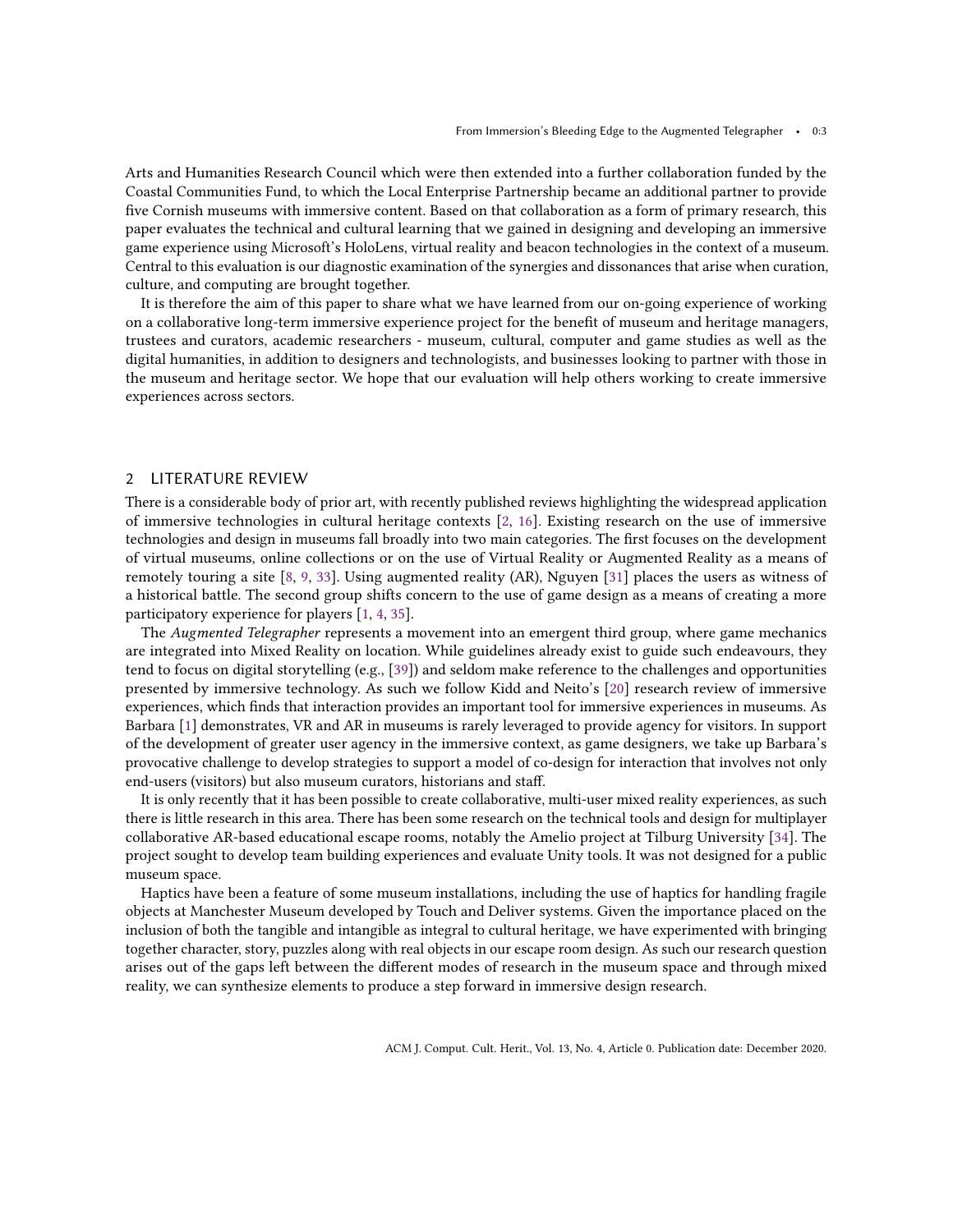Arts and Humanities Research Council which were then extended into a further collaboration funded by the Coastal Communities Fund, to which the Local Enterprise Partnership became an additional partner to provide five Cornish museums with immersive content. Based on that collaboration as a form of primary research, this paper evaluates the technical and cultural learning that we gained in designing and developing an immersive game experience using Microsoft's HoloLens, virtual reality and beacon technologies in the context of a museum. Central to this evaluation is our diagnostic examination of the synergies and dissonances that arise when curation, culture, and computing are brought together.

It is therefore the aim of this paper to share what we have learned from our on-going experience of working on a collaborative long-term immersive experience project for the benefit of museum and heritage managers, trustees and curators, academic researchers - museum, cultural, computer and game studies as well as the digital humanities, in addition to designers and technologists, and businesses looking to partner with those in the museum and heritage sector. We hope that our evaluation will help others working to create immersive experiences across sectors.

## 2 LITERATURE REVIEW

There is a considerable body of prior art, with recently published reviews highlighting the widespread application of immersive technologies in cultural heritage contexts [2, 16]. Existing research on the use of immersive technologies and design in museums fall broadly into two main categories. The first focuses on the development of virtual museums, online collections or on the use of Virtual Reality or Augmented Reality as a means of remotely touring a site [8, 9, 33]. Using augmented reality (AR), Nguyen [31] places the users as witness of a historical battle. The second group shifts concern to the use of game design as a means of creating a more participatory experience for players [1, 4, 35].

The *Augmented Telegrapher* represents a movement into an emergent third group, where game mechanics are integrated into Mixed Reality on location. While guidelines already exist to guide such endeavours, they tend to focus on digital storytelling (e.g., [39]) and seldom make reference to the challenges and opportunities presented by immersive technology. As such we follow Kidd and Neito's [20] research review of immersive experiences, which finds that interaction provides an important tool for immersive experiences in museums. As Barbara [1] demonstrates, VR and AR in museums is rarely leveraged to provide agency for visitors. In support of the development of greater user agency in the immersive context, as game designers, we take up Barbara's provocative challenge to develop strategies to support a model of co-design for interaction that involves not only end-users (visitors) but also museum curators, historians and staff.

It is only recently that it has been possible to create collaborative, multi-user mixed reality experiences, as such there is little research in this area. There has been some research on the technical tools and design for multiplayer collaborative AR-based educational escape rooms, notably the Amelio project at Tilburg University [34]. The project sought to develop team building experiences and evaluate Unity tools. It was not designed for a public museum space.

Haptics have been a feature of some museum installations, including the use of haptics for handling fragile objects at Manchester Museum developed by Touch and Deliver systems. Given the importance placed on the inclusion of both the tangible and intangible as integral to cultural heritage, we have experimented with bringing together character, story, puzzles along with real objects in our escape room design. As such our research question arises out of the gaps left between the different modes of research in the museum space and through mixed reality, we can synthesize elements to produce a step forward in immersive design research.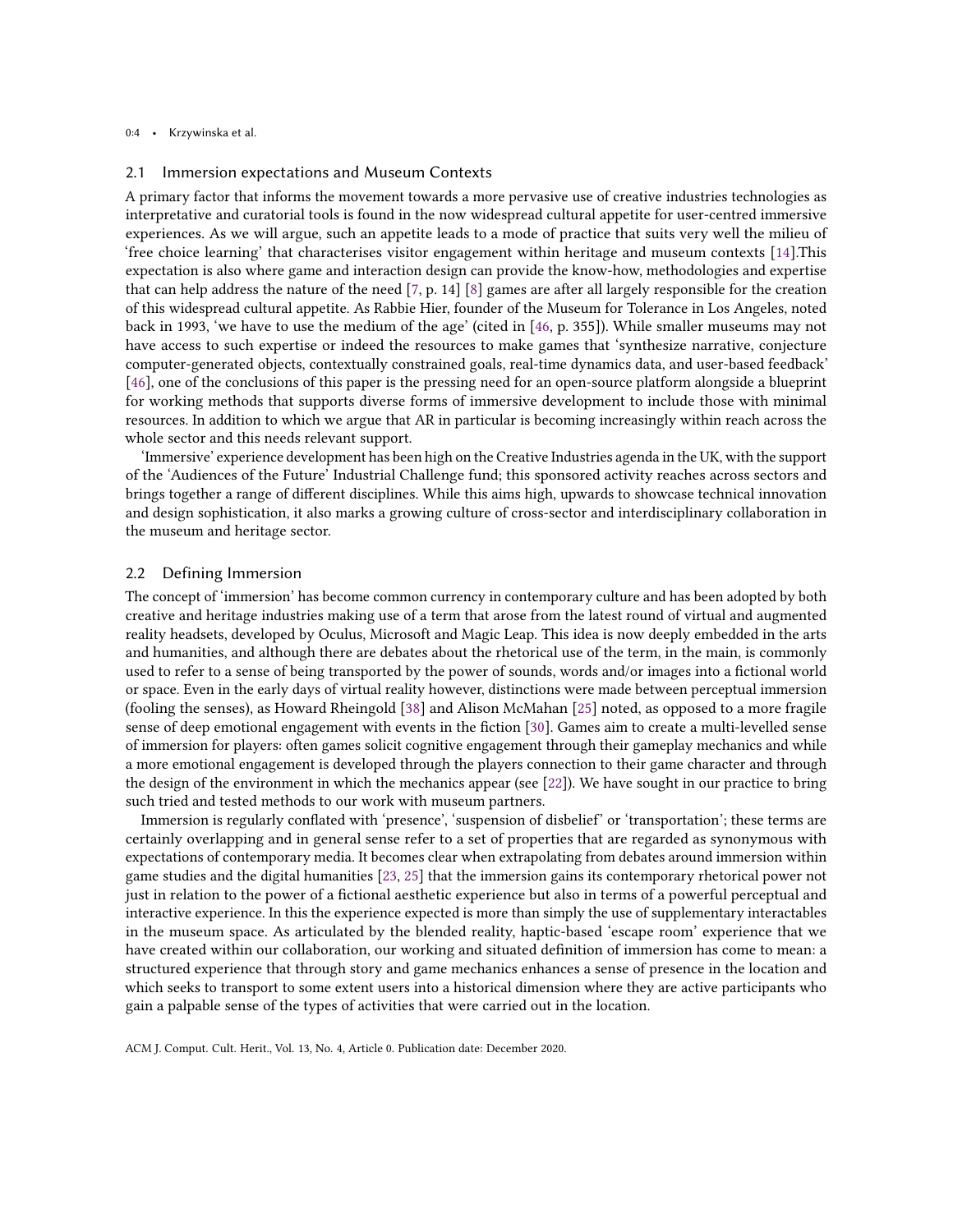## 2.1 Immersion expectations and Museum Contexts

A primary factor that informs the movement towards a more pervasive use of creative industries technologies as interpretative and curatorial tools is found in the now widespread cultural appetite for user-centred immersive experiences. As we will argue, such an appetite leads to a mode of practice that suits very well the milieu of 'free choice learning' that characterises visitor engagement within heritage and museum contexts [14].This expectation is also where game and interaction design can provide the know-how, methodologies and expertise that can help address the nature of the need [7, p. 14] [8] games are after all largely responsible for the creation of this widespread cultural appetite. As Rabbie Hier, founder of the Museum for Tolerance in Los Angeles, noted back in 1993, 'we have to use the medium of the age' (cited in [46, p. 355]). While smaller museums may not have access to such expertise or indeed the resources to make games that 'synthesize narrative, conjecture computer-generated objects, contextually constrained goals, real-time dynamics data, and user-based feedback' [46], one of the conclusions of this paper is the pressing need for an open-source platform alongside a blueprint for working methods that supports diverse forms of immersive development to include those with minimal resources. In addition to which we argue that AR in particular is becoming increasingly within reach across the whole sector and this needs relevant support.

'Immersive' experience development has been high on the Creative Industries agenda in the UK, with the support of the 'Audiences of the Future' Industrial Challenge fund; this sponsored activity reaches across sectors and brings together a range of different disciplines. While this aims high, upwards to showcase technical innovation and design sophistication, it also marks a growing culture of cross-sector and interdisciplinary collaboration in the museum and heritage sector.

## 2.2 Defining Immersion

The concept of 'immersion' has become common currency in contemporary culture and has been adopted by both creative and heritage industries making use of a term that arose from the latest round of virtual and augmented reality headsets, developed by Oculus, Microsoft and Magic Leap. This idea is now deeply embedded in the arts and humanities, and although there are debates about the rhetorical use of the term, in the main, is commonly used to refer to a sense of being transported by the power of sounds, words and/or images into a fictional world or space. Even in the early days of virtual reality however, distinctions were made between perceptual immersion (fooling the senses), as Howard Rheingold [38] and Alison McMahan [25] noted, as opposed to a more fragile sense of deep emotional engagement with events in the fiction [30]. Games aim to create a multi-levelled sense of immersion for players: often games solicit cognitive engagement through their gameplay mechanics and while a more emotional engagement is developed through the players connection to their game character and through the design of the environment in which the mechanics appear (see [22]). We have sought in our practice to bring such tried and tested methods to our work with museum partners.

Immersion is regularly conflated with 'presence', 'suspension of disbelief" or 'transportation'; these terms are certainly overlapping and in general sense refer to a set of properties that are regarded as synonymous with expectations of contemporary media. It becomes clear when extrapolating from debates around immersion within game studies and the digital humanities [23, 25] that the immersion gains its contemporary rhetorical power not just in relation to the power of a fictional aesthetic experience but also in terms of a powerful perceptual and interactive experience. In this the experience expected is more than simply the use of supplementary interactables in the museum space. As articulated by the blended reality, haptic-based 'escape room' experience that we have created within our collaboration, our working and situated definition of immersion has come to mean: a structured experience that through story and game mechanics enhances a sense of presence in the location and which seeks to transport to some extent users into a historical dimension where they are active participants who gain a palpable sense of the types of activities that were carried out in the location.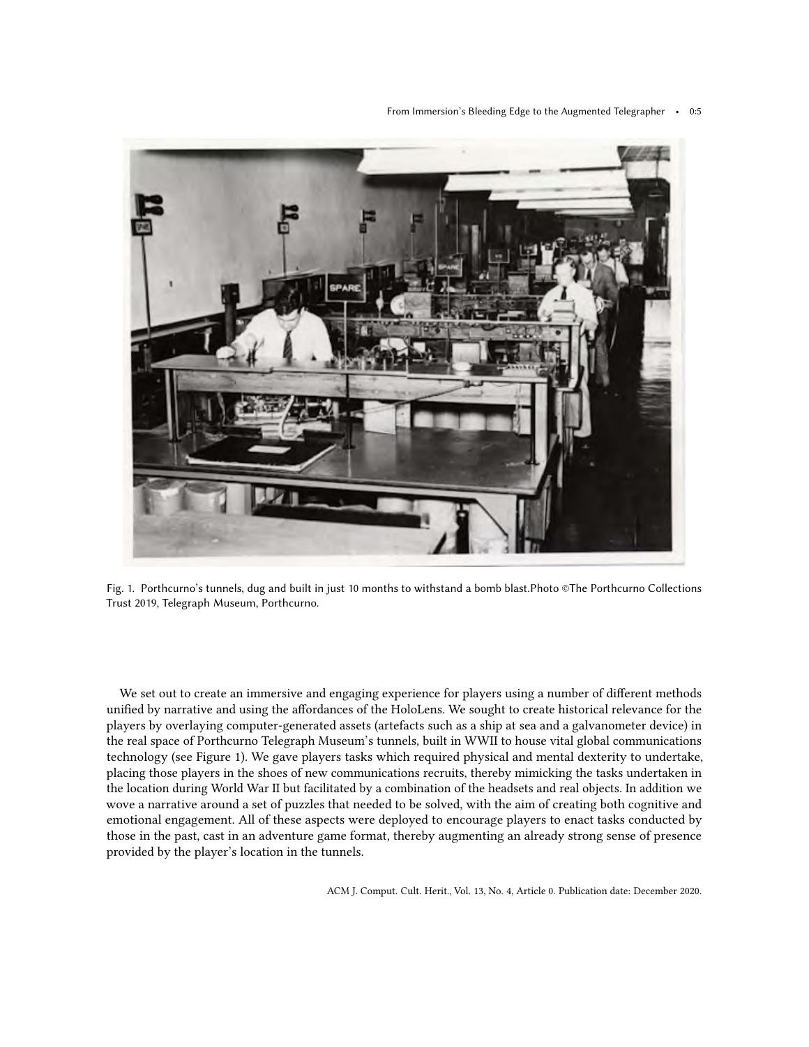Fig. 1. Porthcurno's tunnels, dug and built in just 10 months to withstand a bomb blast.Photo ©The Porthcurno Collections Trust 2019, Telegraph Museum, Porthcurno.

We set out to create an immersive and engaging experience for players using a number of different methods unified by narrative and using the affordances of the HoloLens. We sought to create historical relevance for the players by overlaying computer-generated assets (artefacts such as a ship at sea and a galvanometer device) in the real space of Porthcurno Telegraph Museum's tunnels, built in WWII to house vital global communications technology (see Figure 1). We gave players tasks which required physical and mental dexterity to undertake, placing those players in the shoes of new communications recruits, thereby mimicking the tasks undertaken in the location during World War II but facilitated by a combination of the headsets and real objects. In addition we wove a narrative around a set of puzzles that needed to be solved, with the aim of creating both cognitive and emotional engagement. All of these aspects were deployed to encourage players to enact tasks conducted by those in the past, cast in an adventure game format, thereby augmenting an already strong sense of presence provided by the player's location in the tunnels.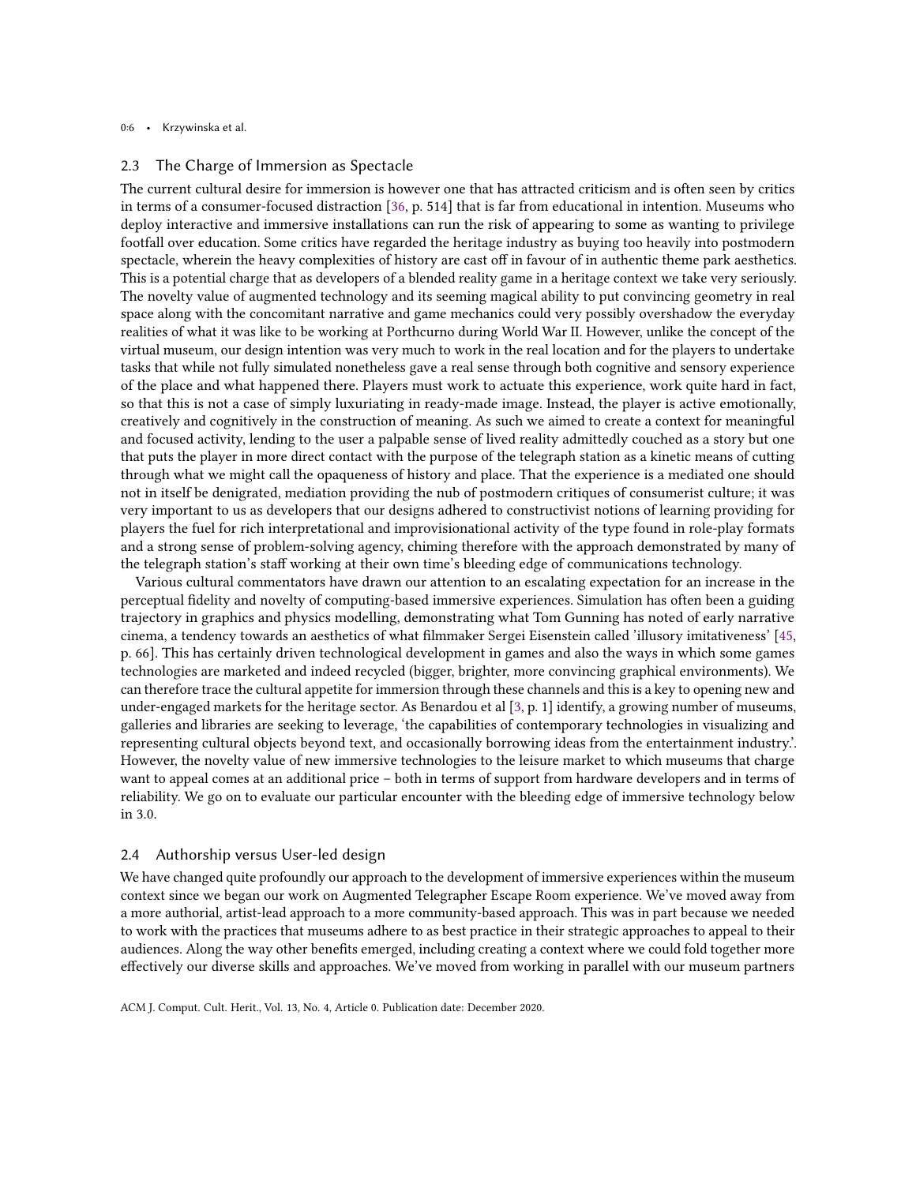## 2.3 The Charge of Immersion as Spectacle

The current cultural desire for immersion is however one that has attracted criticism and is often seen by critics in terms of a consumer-focused distraction [36, p. 514] that is far from educational in intention. Museums who deploy interactive and immersive installations can run the risk of appearing to some as wanting to privilege footfall over education. Some critics have regarded the heritage industry as buying too heavily into postmodern spectacle, wherein the heavy complexities of history are cast off in favour of in authentic theme park aesthetics. This is a potential charge that as developers of a blended reality game in a heritage context we take very seriously. The novelty value of augmented technology and its seeming magical ability to put convincing geometry in real space along with the concomitant narrative and game mechanics could very possibly overshadow the everyday realities of what it was like to be working at Porthcurno during World War II. However, unlike the concept of the virtual museum, our design intention was very much to work in the real location and for the players to undertake tasks that while not fully simulated nonetheless gave a real sense through both cognitive and sensory experience of the place and what happened there. Players must work to actuate this experience, work quite hard in fact, so that this is not a case of simply luxuriating in ready-made image. Instead, the player is active emotionally, creatively and cognitively in the construction of meaning. As such we aimed to create a context for meaningful and focused activity, lending to the user a palpable sense of lived reality admittedly couched as a story but one that puts the player in more direct contact with the purpose of the telegraph station as a kinetic means of cutting through what we might call the opaqueness of history and place. That the experience is a mediated one should not in itself be denigrated, mediation providing the nub of postmodern critiques of consumerist culture; it was very important to us as developers that our designs adhered to constructivist notions of learning providing for players the fuel for rich interpretational and improvisional activity of the type found in role-play formats and a strong sense of problem-solving agency, chiming therefore with the approach demonstrated by many of the telegraph station's staff working at their own time's bleeding edge of communications technology.

Various cultural commentators have drawn our attention to an escalating expectation for an increase in the perceptual fidelity and novelty of computing-based immersive experiences. Simulation has often been a guiding trajectory in graphics and physics modelling, demonstrating what Tom Gunning has noted of early narrative cinema, a tendency towards an aesthetics of what filmmaker Sergei Eisenstein called 'illusory imitativeness' [45, p. 66]. This has certainly driven technological development in games and also the ways in which some games technologies are marketed and indeed recycled (bigger, brighter, more convincing graphical environments). We can therefore trace the cultural appetite for immersion through these channels and this is a key to opening new and under-engaged markets for the heritage sector. As Benardou et al [3, p. 1] identify, a growing number of museums, galleries and libraries are seeking to leverage, 'the capabilities of contemporary technologies in visualizing and representing cultural objects beyond text, and occasionally borrowing ideas from the entertainment industry.'. However, the novelty value of new immersive technologies to the leisure market to which museums that charge want to appeal comes at an additional price – both in terms of support from hardware developers and in terms of reliability. We go on to evaluate our particular encounter with the bleeding edge of immersive technology below in 3.0.

## 2.4 Authorship versus User-led design

We have changed quite profoundly our approach to the development of immersive experiences within the museum context since we began our work on Augmented Telegrapher Escape Room experience. We've moved away from a more authorial, artist-lead approach to a more community-based approach. This was in part because we needed to work with the practices that museums adhere to as best practice in their strategic approaches to appeal to their audiences. Along the way other benefits emerged, including creating a context where we could fold together more effectively our diverse skills and approaches. We've moved from working in parallel with our museum partners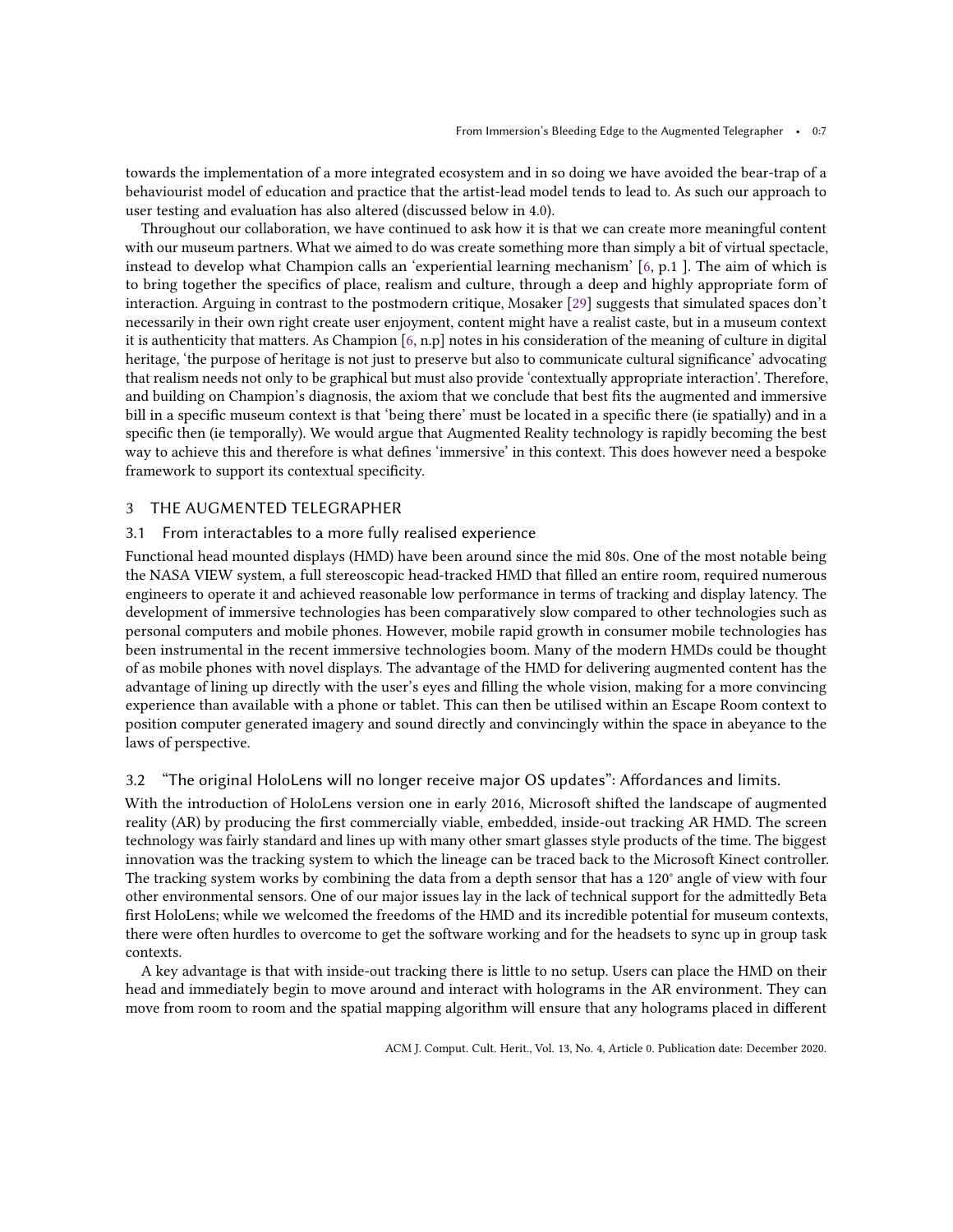towards the implementation of a more integrated ecosystem and in so doing we have avoided the bear-trap of a behaviourist model of education and practice that the artist-lead model tends to lead to. As such our approach to user testing and evaluation has also altered (discussed below in 4.0).

Throughout our collaboration, we have continued to ask how it is that we can create more meaningful content with our museum partners. What we aimed to do was create something more than simply a bit of virtual spectacle, instead to develop what Champion calls an 'experiential learning mechanism' [6, p.1 ]. The aim of which is to bring together the specifics of place, realism and culture, through a deep and highly appropriate form of interaction. Arguing in contrast to the postmodern critique, Mosaker [29] suggests that simulated spaces don't necessarily in their own right create user enjoyment, content might have a realist caste, but in a museum context it is authenticity that matters. As Champion [6, n.p] notes in his consideration of the meaning of culture in digital heritage, 'the purpose of heritage is not just to preserve but also to communicate cultural significance' advocating that realism needs not only to be graphical but must also provide 'contextually appropriate interaction'. Therefore, and building on Champion's diagnosis, the axiom that we conclude that best fits the augmented and immersive bill in a specific museum context is that 'being there' must be located in a specific there (ie spatially) and in a specific then (ie temporally). We would argue that Augmented Reality technology is rapidly becoming the best way to achieve this and therefore is what defines 'immersive' in this context. This does however need a bespoke framework to support its contextual specificity.

## 3 THE AUGMENTED TELEGRAPHER

### 3.1 From interactables to a more fully realised experience

Functional head mounted displays (HMD) have been around since the mid 80s. One of the most notable being the NASA VIEW system, a full stereoscopic head-tracked HMD that filled an entire room, required numerous engineers to operate it and achieved reasonable low performance in terms of tracking and display latency. The development of immersive technologies has been comparatively slow compared to other technologies such as personal computers and mobile phones. However, mobile rapid growth in consumer mobile technologies has been instrumental in the recent immersive technologies boom. Many of the modern HMDs could be thought of as mobile phones with novel displays. The advantage of the HMD for delivering augmented content has the advantage of lining up directly with the user's eyes and filling the whole vision, making for a more convincing experience than available with a phone or tablet. This can then be utilised within an Escape Room context to position computer generated imagery and sound directly and convincingly within the space in abeyance to the laws of perspective.

### 3.2 "The original HoloLens will no longer receive major OS updates": Affordances and limits.

With the introduction of HoloLens version one in early 2016, Microsoft shifted the landscape of augmented reality (AR) by producing the first commercially viable, embedded, inside-out tracking AR HMD. The screen technology was fairly standard and lines up with many other smart glasses style products of the time. The biggest innovation was the tracking system to which the lineage can be traced back to the Microsoft Kinect controller. The tracking system works by combining the data from a depth sensor that has a 120° angle of view with four other environmental sensors. One of our major issues lay in the lack of technical support for the admittedly Beta first HoloLens; while we welcomed the freedoms of the HMD and its incredible potential for museum contexts, there were often hurdles to overcome to get the software working and for the headsets to sync up in group task contexts.

A key advantage is that with inside-out tracking there is little to no setup. Users can place the HMD on their head and immediately begin to move around and interact with holograms in the AR environment. They can move from room to room and the spatial mapping algorithm will ensure that any holograms placed in different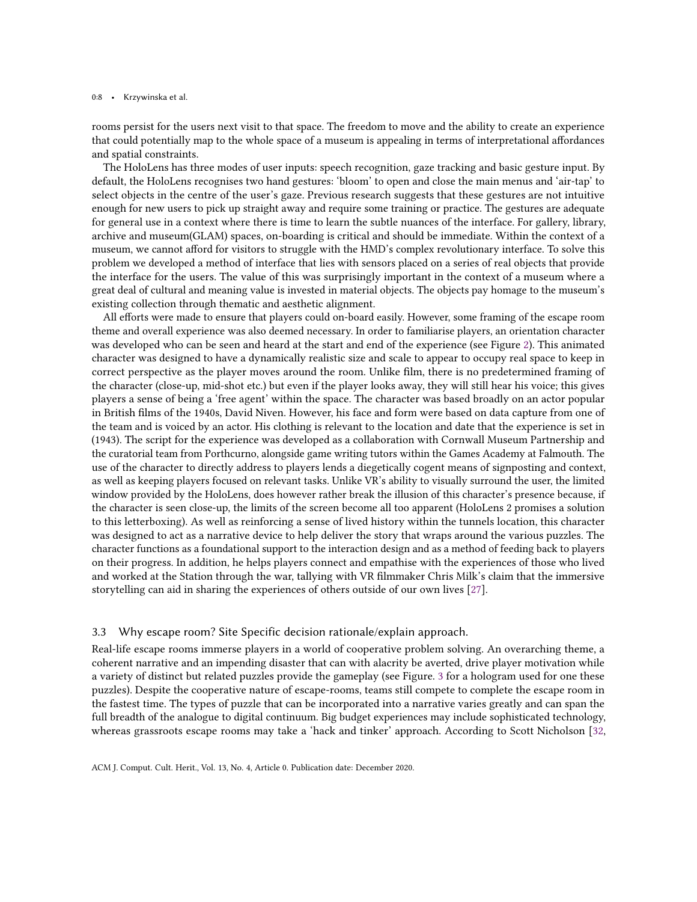rooms persist for the users next visit to that space. The freedom to move and the ability to create an experience that could potentially map to the whole space of a museum is appealing in terms of interpretational affordances and spatial constraints.

The HoloLens has three modes of user inputs: speech recognition, gaze tracking and basic gesture input. By default, the HoloLens recognises two hand gestures: 'bloom' to open and close the main menus and 'air-tap' to select objects in the centre of the user's gaze. Previous research suggests that these gestures are not intuitive enough for new users to pick up straight away and require some training or practice. The gestures are adequate for general use in a context where there is time to learn the subtle nuances of the interface. For gallery, library, archive and museum(GLAM) spaces, on-boarding is critical and should be immediate. Within the context of a museum, we cannot afford for visitors to struggle with the HMD's complex revolutionary interface. To solve this problem we developed a method of interface that lies with sensors placed on a series of real objects that provide the interface for the users. The value of this was surprisingly important in the context of a museum where a great deal of cultural and meaning value is invested in material objects. The objects pay homage to the museum's existing collection through thematic and aesthetic alignment.

All efforts were made to ensure that players could on-board easily. However, some framing of the escape room theme and overall experience was also deemed necessary. In order to familiarise players, an orientation character was developed who can be seen and heard at the start and end of the experience (see Figure 2). This animated character was designed to have a dynamically realistic size and scale to appear to occupy real space to keep in correct perspective as the player moves around the room. Unlike film, there is no predetermined framing of the character (close-up, mid-shot etc.) but even if the player looks away, they will still hear his voice; this gives players a sense of being a 'free agent' within the space. The character was based broadly on an actor popular in British films of the 1940s, David Niven. However, his face and form were based on data capture from one of the team and is voiced by an actor. His clothing is relevant to the location and date that the experience is set in (1943). The script for the experience was developed as a collaboration with Cornwall Museum Partnership and the curatorial team from Porthcurno, alongside game writing tutors within the Games Academy at Falmouth. The use of the character to directly address to players lends a diegetically cogent means of signposting and context, as well as keeping players focused on relevant tasks. Unlike VR's ability to visually surround the user, the limited window provided by the HoloLens, does however rather break the illusion of this character's presence because, if the character is seen close-up, the limits of the screen become all too apparent (HoloLens 2 promises a solution to this letterboxing). As well as reinforcing a sense of lived history within the tunnels location, this character was designed to act as a narrative device to help deliver the story that wraps around the various puzzles. The character functions as a foundational support to the interaction design and as a method of feeding back to players on their progress. In addition, he helps players connect and empathise with the experiences of those who lived and worked at the Station through the war, tallying with VR filmmaker Chris Milk's claim that the immersive storytelling can aid in sharing the experiences of others outside of our own lives [27].

### 3.3 Why escape room? Site Specific decision rationale/explain approach.

Real-life escape rooms immerse players in a world of cooperative problem solving. An overarching theme, a coherent narrative and an impending disaster that can with alacrity be averted, drive player motivation while a variety of distinct but related puzzles provide the gameplay (see Figure. 3 for a hologram used for one these puzzles). Despite the cooperative nature of escape-rooms, teams still compete to complete the escape room in the fastest time. The types of puzzle that can be incorporated into a narrative varies greatly and can span the full breadth of the analogue to digital continuum. Big budget experiences may include sophisticated technology, whereas grassroots escape rooms may take a 'hack and tinker' approach. According to Scott Nicholson [32,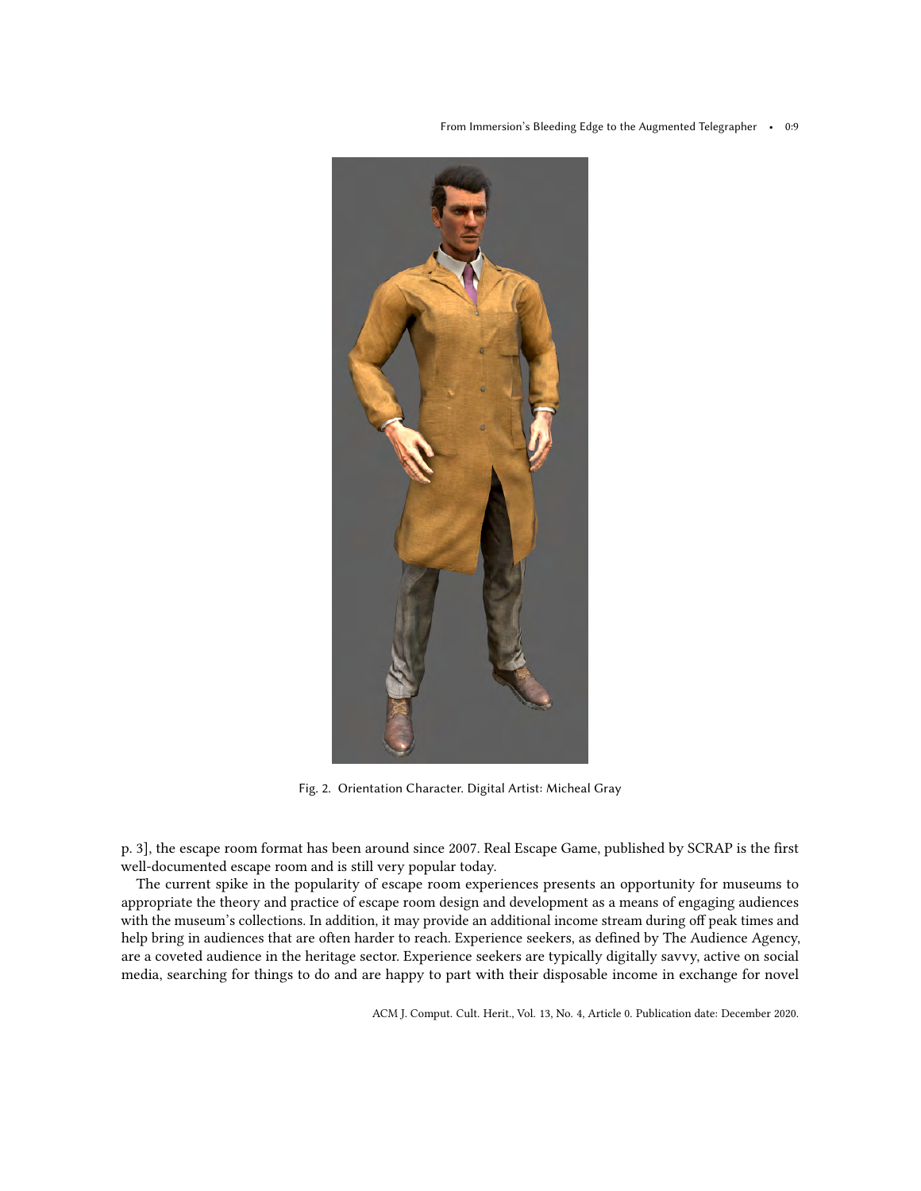Fig. 2. Orientation Character. Digital Artist: Micheal Gray

p. 3], the escape room format has been around since 2007. Real Escape Game, published by SCRAP is the first well-documented escape room and is still very popular today.

The current spike in the popularity of escape room experiences presents an opportunity for museums to appropriate the theory and practice of escape room design and development as a means of engaging audiences with the museum's collections. In addition, it may provide an additional income stream during off peak times and help bring in audiences that are often harder to reach. Experience seekers, as defined by The Audience Agency, are a coveted audience in the heritage sector. Experience seekers are typically digitally savvy, active on social media, searching for things to do and are happy to part with their disposable income in exchange for novel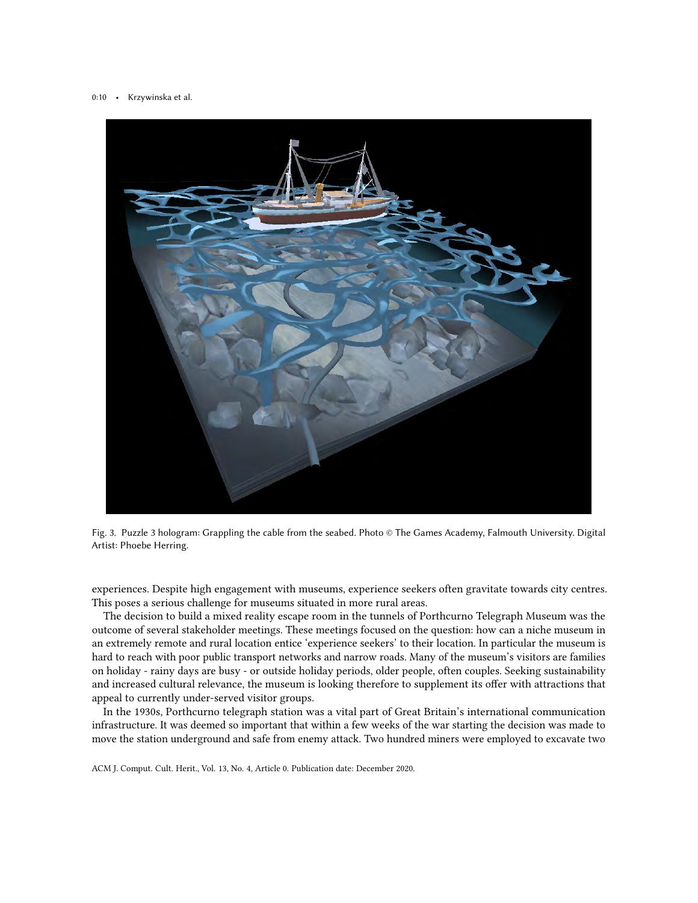Fig. 3. Puzzle 3 hologram: Grappling the cable from the seabed. Photo © The Games Academy, Falmouth University. Digital Artist: Phoebe Herring.

experiences. Despite high engagement with museums, experience seekers often gravitate towards city centres. This poses a serious challenge for museums situated in more rural areas.

The decision to build a mixed reality escape room in the tunnels of Porthcurno Telegraph Museum was the outcome of several stakeholder meetings. These meetings focused on the question: how can a niche museum in an extremely remote and rural location entice 'experience seekers' to their location. In particular the museum is hard to reach with poor public transport networks and narrow roads. Many of the museum's visitors are families on holiday - rainy days are busy - or outside holiday periods, older people, often couples. Seeking sustainability and increased cultural relevance, the museum is looking therefore to supplement its offer with attractions that appeal to currently under-served visitor groups.

In the 1930s, Porthcurno telegraph station was a vital part of Great Britain's international communication infrastructure. It was deemed so important that within a few weeks of the war starting the decision was made to move the station underground and safe from enemy attack. Two hundred miners were employed to excavate two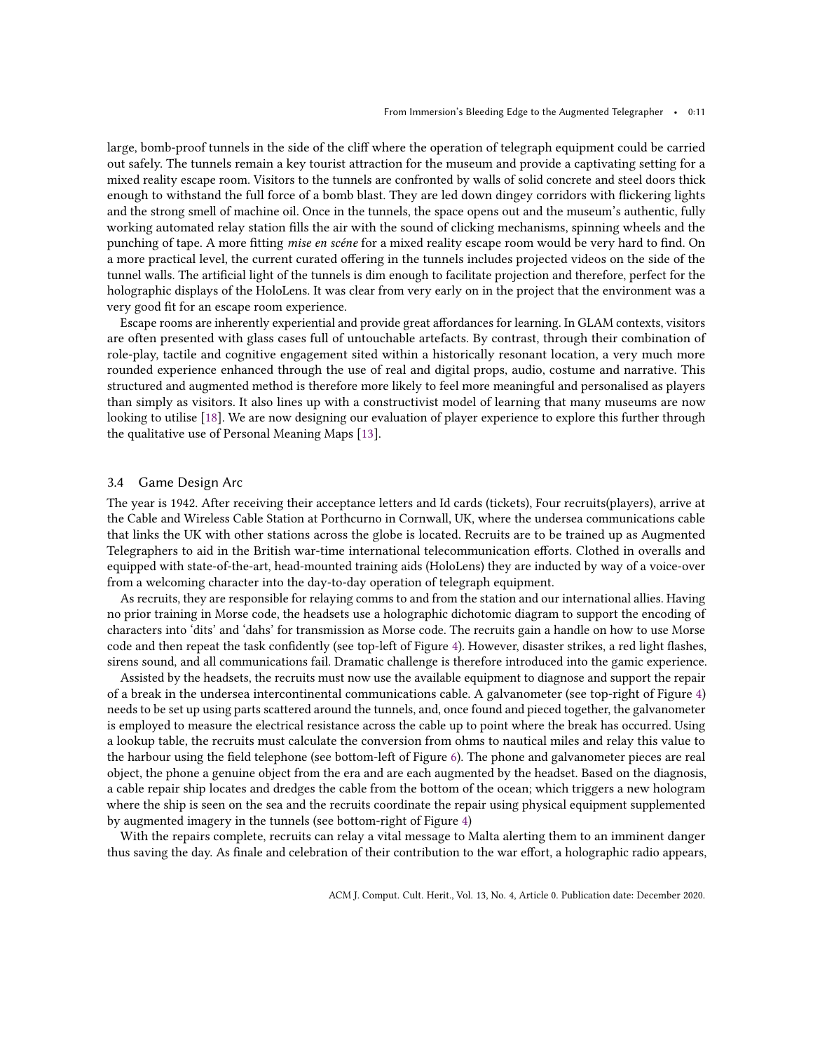large, bomb-proof tunnels in the side of the cliff where the operation of telegraph equipment could be carried out safely. The tunnels remain a key tourist attraction for the museum and provide a captivating setting for a mixed reality escape room. Visitors to the tunnels are confronted by walls of solid concrete and steel doors thick enough to withstand the full force of a bomb blast. They are led down dingey corridors with flickering lights and the strong smell of machine oil. Once in the tunnels, the space opens out and the museum's authentic, fully working automated relay station fills the air with the sound of clicking mechanisms, spinning wheels and the punching of tape. A more fitting *mise en scéne* for a mixed reality escape room would be very hard to find. On a more practical level, the current curated offering in the tunnels includes projected videos on the side of the tunnel walls. The artificial light of the tunnels is dim enough to facilitate projection and therefore, perfect for the holographic displays of the HoloLens. It was clear from very early on in the project that the environment was a very good fit for an escape room experience.

Escape rooms are inherently experiential and provide great affordances for learning. In GLAM contexts, visitors are often presented with glass cases full of untouchable artefacts. By contrast, through their combination of role-play, tactile and cognitive engagement sited within a historically resonant location, a very much more rounded experience enhanced through the use of real and digital props, audio, costume and narrative. This structured and augmented method is therefore more likely to feel more meaningful and personalised as players than simply as visitors. It also lines up with a constructivist model of learning that many museums are now looking to utilise [18]. We are now designing our evaluation of player experience to explore this further through the qualitative use of Personal Meaning Maps [13].

### 3.4 Game Design Arc

The year is 1942. After receiving their acceptance letters and Id cards (tickets), Four recruits(players), arrive at the Cable and Wireless Cable Station at Porthcurno in Cornwall, UK, where the undersea communications cable that links the UK with other stations across the globe is located. Recruits are to be trained up as Augmented Telegraphers to aid in the British war-time international telecommunication efforts. Clothed in overalls and equipped with state-of-the-art, head-mounted training aids (HoloLens) they are inducted by way of a voice-over from a welcoming character into the day-to-day operation of telegraph equipment.

As recruits, they are responsible for relaying comms to and from the station and our international allies. Having no prior training in Morse code, the headsets use a holographic dichotomic diagram to support the encoding of characters into 'dits' and 'dahs' for transmission as Morse code. The recruits gain a handle on how to use Morse code and then repeat the task confidently (see top-left of Figure 4). However, disaster strikes, a red light flashes, sirens sound, and all communications fail. Dramatic challenge is therefore introduced into the gamic experience.

Assisted by the headsets, the recruits must now use the available equipment to diagnose and support the repair of a break in the undersea intercontinental communications cable. A galvanometer (see top-right of Figure 4) needs to be set up using parts scattered around the tunnels, and, once found and pieced together, the galvanometer is employed to measure the electrical resistance across the cable up to point where the break has occurred. Using a lookup table, the recruits must calculate the conversion from ohms to nautical miles and relay this value to the harbour using the field telephone (see bottom-left of Figure 6). The phone and galvanometer pieces are real object, the phone a genuine object from the era and are each augmented by the headset. Based on the diagnosis, a cable repair ship locates and dredges the cable from the bottom of the ocean; which triggers a new hologram where the ship is seen on the sea and the recruits coordinate the repair using physical equipment supplemented by augmented imagery in the tunnels (see bottom-right of Figure 4)

With the repairs complete, recruits can relay a vital message to Malta alerting them to an imminent danger thus saving the day. As finale and celebration of their contribution to the war effort, a holographic radio appears,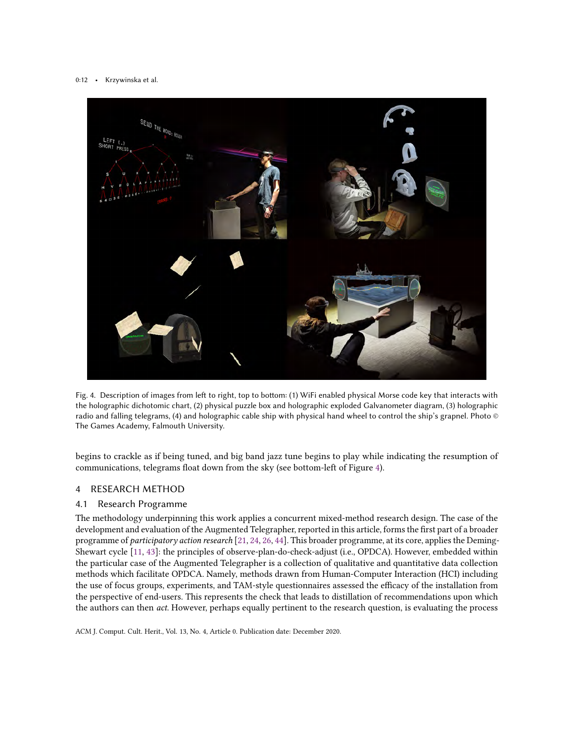Fig. 4. Description of images from left to right, top to bottom: (1) WiFi enabled physical Morse code key that interacts with the holographic dichotomic chart, (2) physical puzzle box and holographic exploded Galvanometer diagram, (3) holographic radio and falling telegrams, (4) and holographic cable ship with physical hand wheel to control the ship's grapnel. Photo © The Games Academy, Falmouth University.

begins to crackle as if being tuned, and big band jazz tune begins to play while indicating the resumption of communications, telegrams float down from the sky (see bottom-left of Figure 4).

## 4 RESEARCH METHOD

### 4.1 Research Programme

The methodology underpinning this work applies a concurrent mixed-method research design. The case of the development and evaluation of the Augmented Telegrapher, reported in this article, forms the first part of a broader programme of *participatory action research* [21, 24, 26, 44]. This broader programme, at its core, applies the Deming-Shewart cycle [11, 43]: the principles of observe-plan-do-check-adjust (i.e., OPDCA). However, embedded within the particular case of the Augmented Telegrapher is a collection of qualitative and quantitative data collection methods which facilitate OPDCA. Namely, methods drawn from Human-Computer Interaction (HCI) including the use of focus groups, experiments, and TAM-style questionnaires assessed the efficacy of the installation from the perspective of end-users. This represents the check that leads to distillation of recommendations upon which the authors can then *act*. However, perhaps equally pertinent to the research question, is evaluating the process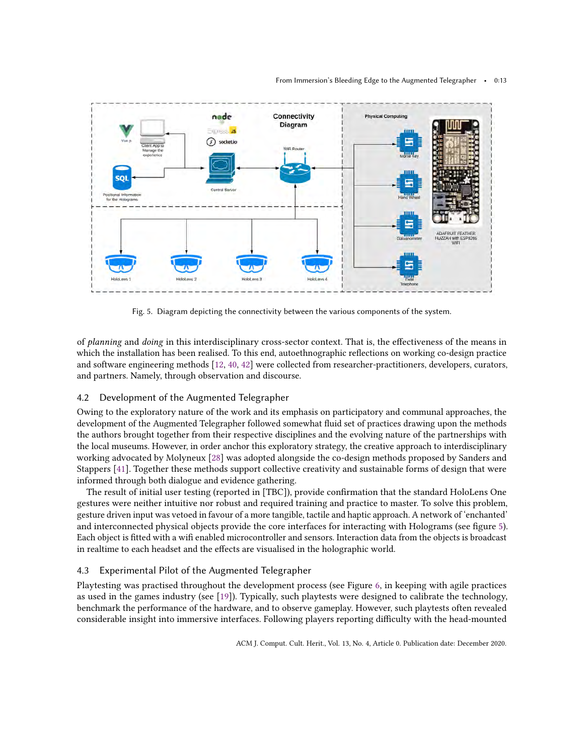Fig. 5. Diagram depicting the connectivity between the various components of the system.

of *planning* and *doing* in this interdisciplinary cross-sector context. That is, the effectiveness of the means in which the installation has been realised. To this end, autoethnographic reflections on working co-design practice and software engineering methods [12, 40, 42] were collected from researcher-practitioners, developers, curators, and partners. Namely, through observation and discourse.

### 4.2 Development of the Augmented Telegrapher

Owing to the exploratory nature of the work and its emphasis on participatory and communal approaches, the development of the Augmented Telegrapher followed somewhat fluid set of practices drawing upon the methods the authors brought together from their respective disciplines and the evolving nature of the partnerships with the local museums. However, in order anchor this exploratory strategy, the creative approach to interdisciplinary working advocated by Molyneux [28] was adopted alongside the co-design methods proposed by Sanders and Stappers [41]. Together these methods support collective creativity and sustainable forms of design that were informed through both dialogue and evidence gathering.

The result of initial user testing (reported in [TBC]), provide confirmation that the standard HoloLens One gestures were neither intuitive nor robust and required training and practice to master. To solve this problem, gesture driven input was vetoed in favour of a more tangible, tactile and haptic approach. A network of 'enchanted' and interconnected physical objects provide the core interfaces for interacting with Holograms (see figure 5). Each object is fitted with a wifi enabled microcontroller and sensors. Interaction data from the objects is broadcast in realtime to each headset and the effects are visualised in the holographic world.

### 4.3 Experimental Pilot of the Augmented Telegrapher

Playtesting was practised throughout the development process (see Figure 6, in keeping with agile practices as used in the games industry (see [19]). Typically, such playtests were designed to calibrate the technology, benchmark the performance of the hardware, and to observe gameplay. However, such playtests often revealed considerable insight into immersive interfaces. Following players reporting difficulty with the head-mounted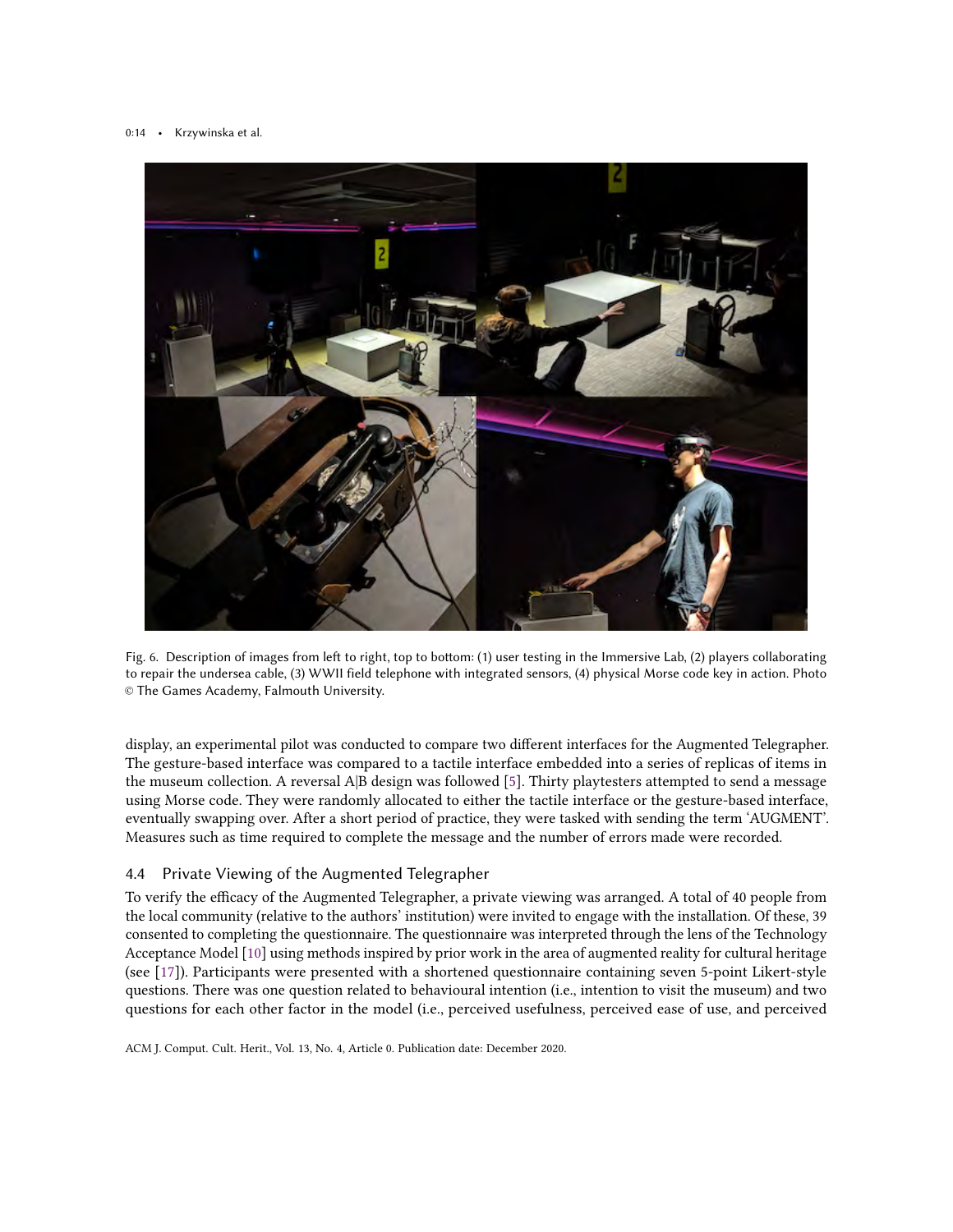Fig. 6. Description of images from left to right, top to bottom: (1) user testing in the Immersive Lab, (2) players collaborating to repair the undersea cable, (3) WWII field telephone with integrated sensors, (4) physical Morse code key in action. Photo © The Games Academy, Falmouth University.

display, an experimental pilot was conducted to compare two different interfaces for the Augmented Telegrapher. The gesture-based interface was compared to a tactile interface embedded into a series of replicas of items in the museum collection. A reversal A|B design was followed [5]. Thirty playtesters attempted to send a message using Morse code. They were randomly allocated to either the tactile interface or the gesture-based interface, eventually swapping over. After a short period of practice, they were tasked with sending the term 'AUGMENT'. Measures such as time required to complete the message and the number of errors made were recorded.

### 4.4 Private Viewing of the Augmented Telegrapher

To verify the efficacy of the Augmented Telegrapher, a private viewing was arranged. A total of 40 people from the local community (relative to the authors' institution) were invited to engage with the installation. Of these, 39 consented to completing the questionnaire. The questionnaire was interpreted through the lens of the Technology Acceptance Model [10] using methods inspired by prior work in the area of augmented reality for cultural heritage (see [17]). Participants were presented with a shortened questionnaire containing seven 5-point Likert-style questions. There was one question related to behavioural intention (i.e., intention to visit the museum) and two questions for each other factor in the model (i.e., perceived usefulness, perceived ease of use, and perceived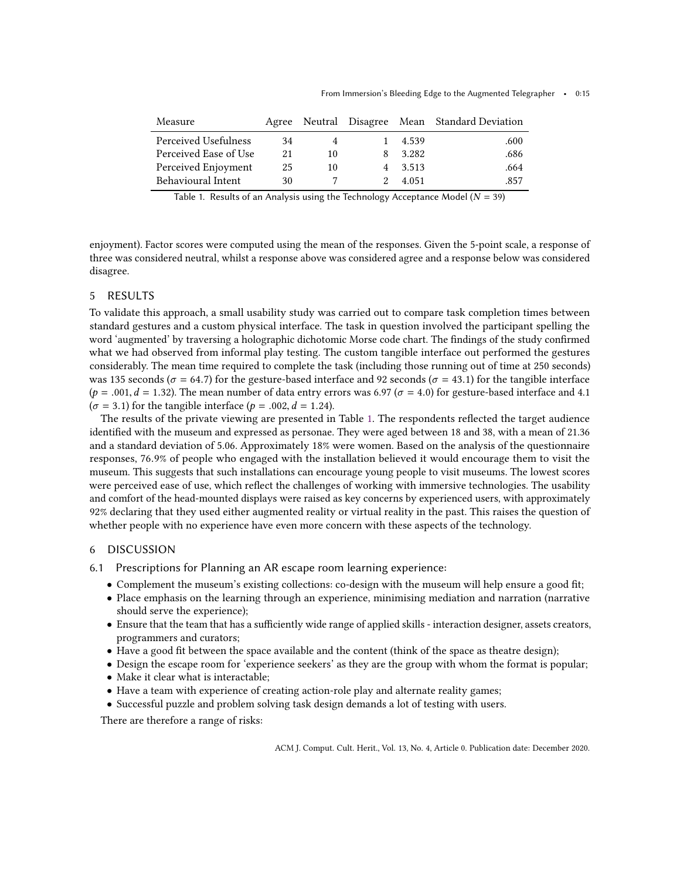| Measure | Agree | Neutral | Disagree | Mean | Standard Deviation |
|---|---|---|---|---|---|
| Perceived Usefulness | 34 | 4 | 1 | 4.539 | .600 |
| Perceived Ease of Use | 21 | 10 | 8 | 3.282 | .686 |
| Perceived Enjoyment | 25 | 10 | 4 | 3.513 | .664 |
| Behavioural Intent | 30 | 7 | 2 | 4.051 | .857 |

Table 1. Results of an Analysis using the Technology Acceptance Model ($N = 39$)

enjoyment). Factor scores were computed using the mean of the responses. Given the 5-point scale, a response of three was considered neutral, whilst a response above was considered agree and a response below was considered disagree.

## 5 RESULTS

To validate this approach, a small usability study was carried out to compare task completion times between standard gestures and a custom physical interface. The task in question involved the participant spelling the word 'augmented' by traversing a holographic dichotomic Morse code chart. The findings of the study confirmed what we had observed from informal play testing. The custom tangible interface out performed the gestures considerably. The mean time required to complete the task (including those running out of time at 250 seconds) was 135 seconds ($\sigma = 64.7$) for the gesture-based interface and 92 seconds ($\sigma = 43.1$) for the tangible interface ($p = .001, d = 1.32$). The mean number of data entry errors was 6.97 ($\sigma = 4.0$) for gesture-based interface and 4.1 ($\sigma = 3.1$) for the tangible interface ($p = .002, d = 1.24$).

The results of the private viewing are presented in Table 1. The respondents reflected the target audience identified with the museum and expressed as personae. They were aged between 18 and 38, with a mean of 21.36 and a standard deviation of 5.06. Approximately 18% were women. Based on the analysis of the questionnaire responses, 76.9% of people who engaged with the installation believed it would encourage them to visit the museum. This suggests that such installations can encourage young people to visit museums. The lowest scores were perceived ease of use, which reflect the challenges of working with immersive technologies. The usability and comfort of the head-mounted displays were raised as key concerns by experienced users, with approximately 92% declaring that they used either augmented reality or virtual reality in the past. This raises the question of whether people with no experience have even more concern with these aspects of the technology.

## 6 DISCUSSION

### 6.1 Prescriptions for Planning an AR escape room learning experience:

- Complement the museum's existing collections: co-design with the museum will help ensure a good fit;
- Place emphasis on the learning through an experience, minimising mediation and narration (narrative should serve the experience);
- Ensure that the team that has a sufficiently wide range of applied skills - interaction designer, assets creators, programmers and curators;
- Have a good fit between the space available and the content (think of the space as theatre design);
- Design the escape room for 'experience seekers' as they are the group with whom the format is popular;
- Make it clear what is interactable;
- Have a team with experience of creating action-role play and alternate reality games;
- Successful puzzle and problem solving task design demands a lot of testing with users.

There are therefore a range of risks: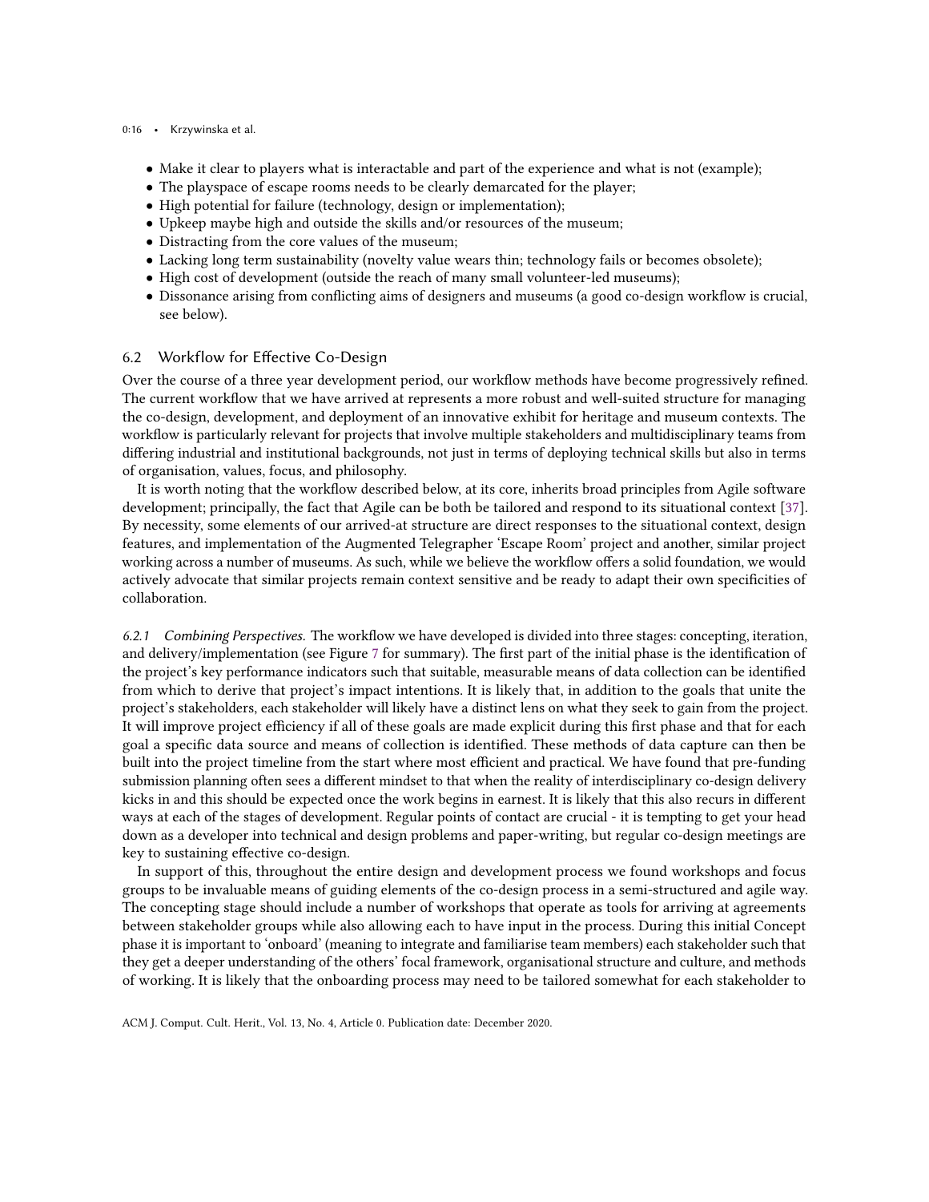- Make it clear to players what is interactable and part of the experience and what is not (example);
- The playspace of escape rooms needs to be clearly demarcated for the player;
- High potential for failure (technology, design or implementation);
- Upkeep maybe high and outside the skills and/or resources of the museum;
- Distracting from the core values of the museum;
- Lacking long term sustainability (novelty value wears thin; technology fails or becomes obsolete);
- High cost of development (outside the reach of many small volunteer-led museums);
- Dissonance arising from conflicting aims of designers and museums (a good co-design workflow is crucial, see below).

## 6.2 Workflow for Effective Co-Design

Over the course of a three year development period, our workflow methods have become progressively refined. The current workflow that we have arrived at represents a more robust and well-suited structure for managing the co-design, development, and deployment of an innovative exhibit for heritage and museum contexts. The workflow is particularly relevant for projects that involve multiple stakeholders and multidisciplinary teams from differing industrial and institutional backgrounds, not just in terms of deploying technical skills but also in terms of organisation, values, focus, and philosophy.

It is worth noting that the workflow described below, at its core, inherits broad principles from Agile software development; principally, the fact that Agile can be both be tailored and respond to its situational context [37]. By necessity, some elements of our arrived-at structure are direct responses to the situational context, design features, and implementation of the Augmented Telegrapher 'Escape Room' project and another, similar project working across a number of museums. As such, while we believe the workflow offers a solid foundation, we would actively advocate that similar projects remain context sensitive and be ready to adapt their own specificities of collaboration.

*6.2.1 Combining Perspectives.* The workflow we have developed is divided into three stages: concepting, iteration, and delivery/implementation (see Figure 7 for summary). The first part of the initial phase is the identification of the project's key performance indicators such that suitable, measurable means of data collection can be identified from which to derive that project's impact intentions. It is likely that, in addition to the goals that unite the project's stakeholders, each stakeholder will likely have a distinct lens on what they seek to gain from the project. It will improve project efficiency if all of these goals are made explicit during this first phase and that for each goal a specific data source and means of collection is identified. These methods of data capture can then be built into the project timeline from the start where most efficient and practical. We have found that pre-funding submission planning often sees a different mindset to that when the reality of interdisciplinary co-design delivery kicks in and this should be expected once the work begins in earnest. It is likely that this also recurs in different ways at each of the stages of development. Regular points of contact are crucial - it is tempting to get your head down as a developer into technical and design problems and paper-writing, but regular co-design meetings are key to sustaining effective co-design.

In support of this, throughout the entire design and development process we found workshops and focus groups to be invaluable means of guiding elements of the co-design process in a semi-structured and agile way. The concepting stage should include a number of workshops that operate as tools for arriving at agreements between stakeholder groups while also allowing each to have input in the process. During this initial Concept phase it is important to 'onboard' (meaning to integrate and familiarise team members) each stakeholder such that they get a deeper understanding of the others' focal framework, organisational structure and culture, and methods of working. It is likely that the onboarding process may need to be tailored somewhat for each stakeholder to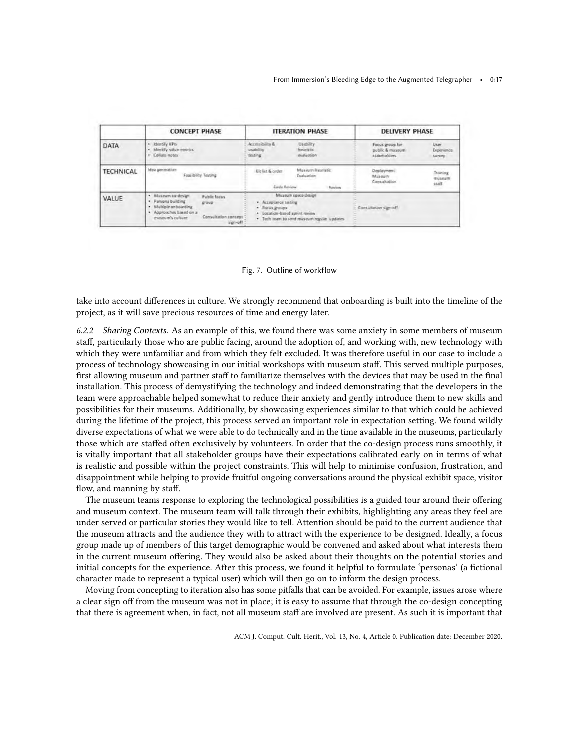|  | CONCEPT PHASE |  | ITERATION PHASE |  | DELIVERY PHASE |  |
|---|---|---|---|---|---|---|
| DATA | • Identify KPIs<br>• Identify value metrics<br>• Collate notes |  | Accessibility & usability testing | Usability heuristic evaluation | Focus group for public & museum stakeholders | User Experience survey |
| TECHNICAL | Idea generation | Feasibility Testing | Kit list & order<br>Code Review | Museum Heuristic Evaluation<br>Review | Deployment<br>Museum Consultation | Training museum staff |
| VALUE | • Museum co-design<br>• Persona building<br>• Multiple onboarding<br>• Approaches based on a museum's culture | Public focus group<br>Consultation concept sign-off | Museum space design<br>• Acceptance testing<br>• Focus groups<br>• Location-based sprint review<br>• Tech team to send museum regular updates |  | Consultation sign-off |  |

Fig. 7. Outline of workflow

take into account differences in culture. We strongly recommend that onboarding is built into the timeline of the project, as it will save precious resources of time and energy later.

*6.2.2 Sharing Contexts.* As an example of this, we found there was some anxiety in some members of museum staff, particularly those who are public facing, around the adoption of, and working with, new technology with which they were unfamiliar and from which they felt excluded. It was therefore useful in our case to include a process of technology showcasing in our initial workshops with museum staff. This served multiple purposes, first allowing museum and partner staff to familiarize themselves with the devices that may be used in the final installation. This process of demystifying the technology and indeed demonstrating that the developers in the team were approachable helped somewhat to reduce their anxiety and gently introduce them to new skills and possibilities for their museums. Additionally, by showcasing experiences similar to that which could be achieved during the lifetime of the project, this process served an important role in expectation setting. We found wildly diverse expectations of what we were able to do technically and in the time available in the museums, particularly those which are staffed often exclusively by volunteers. In order that the co-design process runs smoothly, it is vitally important that all stakeholder groups have their expectations calibrated early on in terms of what is realistic and possible within the project constraints. This will help to minimise confusion, frustration, and disappointment while helping to provide fruitful ongoing conversations around the physical exhibit space, visitor flow, and manning by staff.

The museum teams response to exploring the technological possibilities is a guided tour around their offering and museum context. The museum team will talk through their exhibits, highlighting any areas they feel are under served or particular stories they would like to tell. Attention should be paid to the current audience that the museum attracts and the audience they with to attract with the experience to be designed. Ideally, a focus group made up of members of this target demographic would be convened and asked about what interests them in the current museum offering. They would also be asked about their thoughts on the potential stories and initial concepts for the experience. After this process, we found it helpful to formulate 'personas' (a fictional character made to represent a typical user) which will then go on to inform the design process.

Moving from concepting to iteration also has some pitfalls that can be avoided. For example, issues arose where a clear sign off from the museum was not in place; it is easy to assume that through the co-design concepting that there is agreement when, in fact, not all museum staff are involved are present. As such it is important that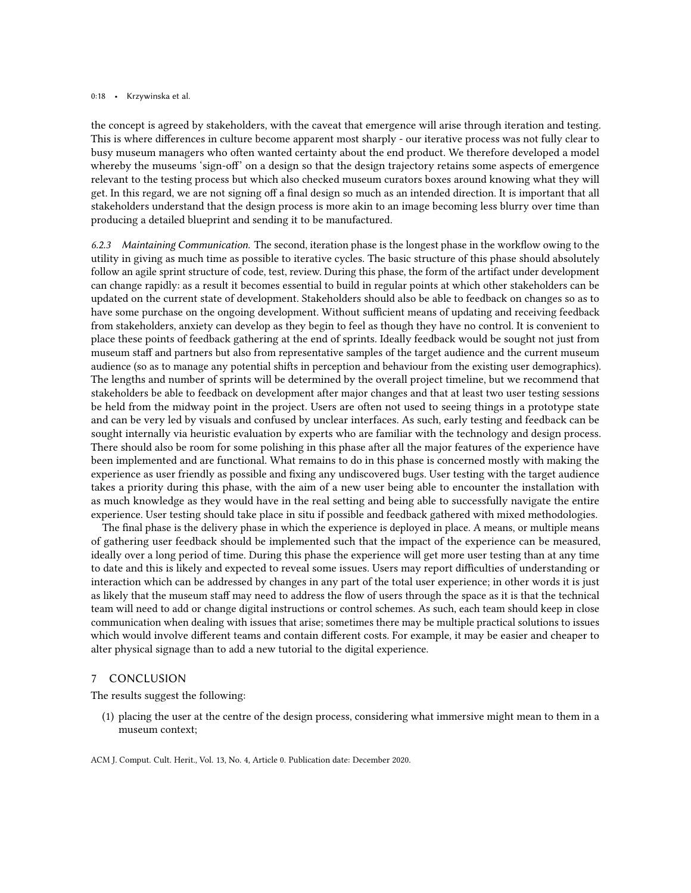the concept is agreed by stakeholders, with the caveat that emergence will arise through iteration and testing. This is where differences in culture become apparent most sharply - our iterative process was not fully clear to busy museum managers who often wanted certainty about the end product. We therefore developed a model whereby the museums 'sign-off' on a design so that the design trajectory retains some aspects of emergence relevant to the testing process but which also checked museum curators boxes around knowing what they will get. In this regard, we are not signing off a final design so much as an intended direction. It is important that all stakeholders understand that the design process is more akin to an image becoming less blurry over time than producing a detailed blueprint and sending it to be manufactured.

#### 6.2.3 *Maintaining Communication.*

The second, iteration phase is the longest phase in the workflow owing to the utility in giving as much time as possible to iterative cycles. The basic structure of this phase should absolutely follow an agile sprint structure of code, test, review. During this phase, the form of the artifact under development can change rapidly: as a result it becomes essential to build in regular points at which other stakeholders can be updated on the current state of development. Stakeholders should also be able to feedback on changes so as to have some purchase on the ongoing development. Without sufficient means of updating and receiving feedback from stakeholders, anxiety can develop as they begin to feel as though they have no control. It is convenient to place these points of feedback gathering at the end of sprints. Ideally feedback would be sought not just from museum staff and partners but also from representative samples of the target audience and the current museum audience (so as to manage any potential shifts in perception and behaviour from the existing user demographics). The lengths and number of sprints will be determined by the overall project timeline, but we recommend that stakeholders be able to feedback on development after major changes and that at least two user testing sessions be held from the midway point in the project. Users are often not used to seeing things in a prototype state and can be very led by visuals and confused by unclear interfaces. As such, early testing and feedback can be sought internally via heuristic evaluation by experts who are familiar with the technology and design process. There should also be room for some polishing in this phase after all the major features of the experience have been implemented and are functional. What remains to do in this phase is concerned mostly with making the experience as user friendly as possible and fixing any undiscovered bugs. User testing with the target audience takes a priority during this phase, with the aim of a new user being able to encounter the installation with as much knowledge as they would have in the real setting and being able to successfully navigate the entire experience. User testing should take place in situ if possible and feedback gathered with mixed methodologies.

The final phase is the delivery phase in which the experience is deployed in place. A means, or multiple means of gathering user feedback should be implemented such that the impact of the experience can be measured, ideally over a long period of time. During this phase the experience will get more user testing than at any time to date and this is likely and expected to reveal some issues. Users may report difficulties of understanding or interaction which can be addressed by changes in any part of the total user experience; in other words it is just as likely that the museum staff may need to address the flow of users through the space as it is that the technical team will need to add or change digital instructions or control schemes. As such, each team should keep in close communication when dealing with issues that arise; sometimes there may be multiple practical solutions to issues which would involve different teams and contain different costs. For example, it may be easier and cheaper to alter physical signage than to add a new tutorial to the digital experience.

## 7 CONCLUSION

The results suggest the following:

(1) placing the user at the centre of the design process, considering what immersive might mean to them in a museum context;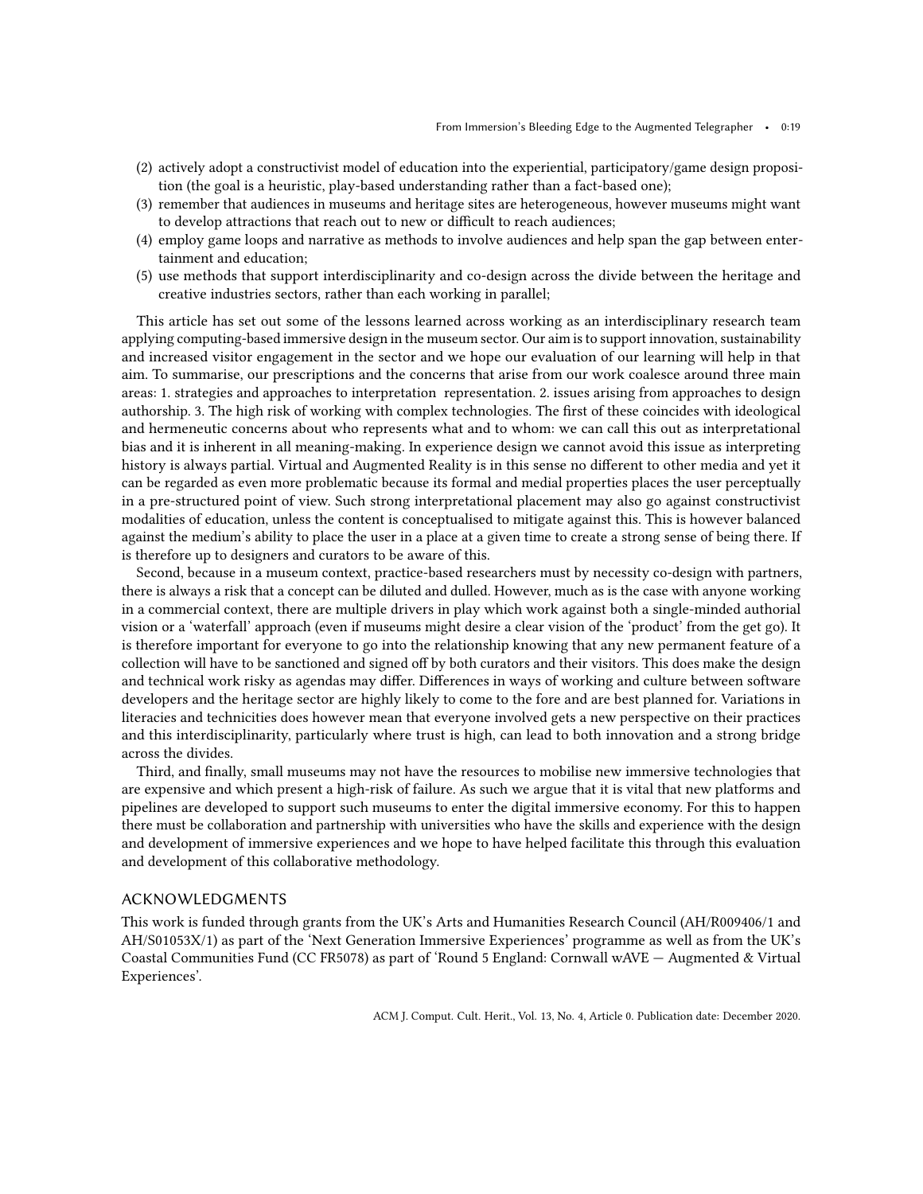(2) actively adopt a constructivist model of education into the experiential, participatory/game design proposition (the goal is a heuristic, play-based understanding rather than a fact-based one);
(3) remember that audiences in museums and heritage sites are heterogeneous, however museums might want to develop attractions that reach out to new or difficult to reach audiences;
(4) employ game loops and narrative as methods to involve audiences and help span the gap between entertainment and education;
(5) use methods that support interdisciplinarity and co-design across the divide between the heritage and creative industries sectors, rather than each working in parallel;

This article has set out some of the lessons learned across working as an interdisciplinary research team applying computing-based immersive design in the museum sector. Our aim is to support innovation, sustainability and increased visitor engagement in the sector and we hope our evaluation of our learning will help in that aim. To summarise, our prescriptions and the concerns that arise from our work coalesce around three main areas: 1. strategies and approaches to interpretation  representation. 2. issues arising from approaches to design authorship. 3. The high risk of working with complex technologies. The first of these coincides with ideological and hermeneutic concerns about who represents what and to whom: we can call this out as interpretational bias and it is inherent in all meaning-making. In experience design we cannot avoid this issue as interpreting history is always partial. Virtual and Augmented Reality is in this sense no different to other media and yet it can be regarded as even more problematic because its formal and medial properties places the user perceptually in a pre-structured point of view. Such strong interpretational placement may also go against constructivist modalities of education, unless the content is conceptualised to mitigate against this. This is however balanced against the medium's ability to place the user in a place at a given time to create a strong sense of being there. If is therefore up to designers and curators to be aware of this.

Second, because in a museum context, practice-based researchers must by necessity co-design with partners, there is always a risk that a concept can be diluted and dulled. However, much as is the case with anyone working in a commercial context, there are multiple drivers in play which work against both a single-minded authorial vision or a 'waterfall' approach (even if museums might desire a clear vision of the 'product' from the get go). It is therefore important for everyone to go into the relationship knowing that any new permanent feature of a collection will have to be sanctioned and signed off by both curators and their visitors. This does make the design and technical work risky as agendas may differ. Differences in ways of working and culture between software developers and the heritage sector are highly likely to come to the fore and are best planned for. Variations in literacies and technicities does however mean that everyone involved gets a new perspective on their practices and this interdisciplinarity, particularly where trust is high, can lead to both innovation and a strong bridge across the divides.

Third, and finally, small museums may not have the resources to mobilise new immersive technologies that are expensive and which present a high-risk of failure. As such we argue that it is vital that new platforms and pipelines are developed to support such museums to enter the digital immersive economy. For this to happen there must be collaboration and partnership with universities who have the skills and experience with the design and development of immersive experiences and we hope to have helped facilitate this through this evaluation and development of this collaborative methodology.

## ACKNOWLEDGMENTS

This work is funded through grants from the UK's Arts and Humanities Research Council (AH/R009406/1 and AH/S01053X/1) as part of the 'Next Generation Immersive Experiences' programme as well as from the UK's Coastal Communities Fund (CC FR5078) as part of 'Round 5 England: Cornwall wAVE — Augmented & Virtual Experiences'.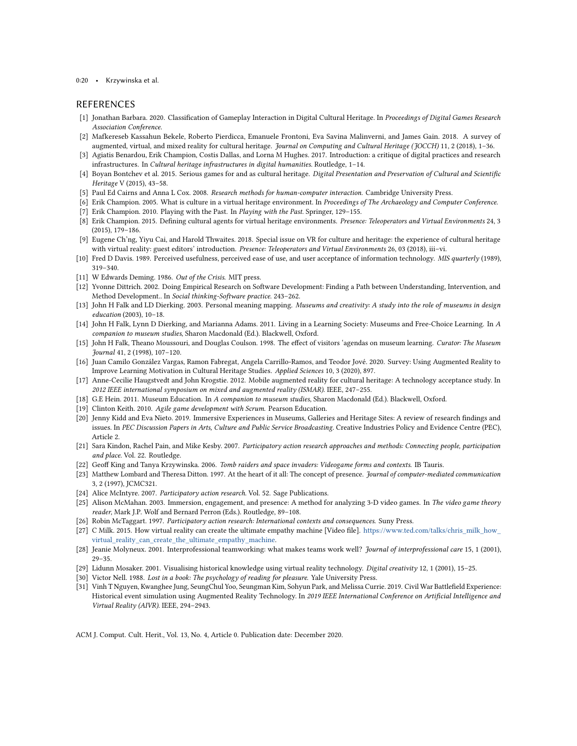## REFERENCES

[1] Jonathan Barbara. 2020. Classification of Gameplay Interaction in Digital Cultural Heritage. In *Proceedings of Digital Games Research Association Conference*.

[2] Mafkereseb Kassahun Bekele, Roberto Pierdicca, Emanuele Frontoni, Eva Savina Malinverni, and James Gain. 2018. A survey of augmented, virtual, and mixed reality for cultural heritage. *Journal on Computing and Cultural Heritage (JOCCH)* 11, 2 (2018), 1–36.

[3] Agiatis Benardou, Erik Champion, Costis Dallas, and Lorna M Hughes. 2017. Introduction: a critique of digital practices and research infrastructures. In *Cultural heritage infrastructures in digital humanities*. Routledge, 1–14.

[4] Boyan Bontchev et al. 2015. Serious games for and as cultural heritage. *Digital Presentation and Preservation of Cultural and Scientific Heritage* V (2015), 43–58.

[5] Paul Ed Cairns and Anna L Cox. 2008. *Research methods for human-computer interaction*. Cambridge University Press.

[6] Erik Champion. 2005. What is culture in a virtual heritage environment. In *Proceedings of The Archaeology and Computer Conference*.

[7] Erik Champion. 2010. Playing with the Past. In *Playing with the Past*. Springer, 129–155.

[8] Erik Champion. 2015. Defining cultural agents for virtual heritage environments. *Presence: Teleoperators and Virtual Environments* 24, 3 (2015), 179–186.

[9] Eugene Ch'ng, Yiyu Cai, and Harold Thwaites. 2018. Special issue on VR for culture and heritage: the experience of cultural heritage with virtual reality: guest editors' introduction. *Presence: Teleoperators and Virtual Environments* 26, 03 (2018), iii–vi.

[10] Fred D Davis. 1989. Perceived usefulness, perceived ease of use, and user acceptance of information technology. *MIS quarterly* (1989), 319–340.

[11] W Edwards Deming. 1986. *Out of the Crisis*. MIT press.

[12] Yvonne Dittrich. 2002. Doing Empirical Research on Software Development: Finding a Path between Understanding, Intervention, and Method Development.. In *Social thinking-Software practice*. 243–262.

[13] John H Falk and LD Dierking. 2003. Personal meaning mapping. *Museums and creativity: A study into the role of museums in design education* (2003), 10–18.

[14] John H Falk, Lynn D Dierking, and Marianna Adams. 2011. Living in a Learning Society: Museums and Free-Choice Learning. In *A companion to museum studies*, Sharon Macdonald (Ed.). Blackwell, Oxford.

[15] John H Falk, Theano Moussouri, and Douglas Coulson. 1998. The effect of visitors 'agendas on museum learning. *Curator: The Museum Journal* 41, 2 (1998), 107–120.

[16] Juan Camilo González Vargas, Ramon Fabregat, Angela Carrillo-Ramos, and Teodor Jové. 2020. Survey: Using Augmented Reality to Improve Learning Motivation in Cultural Heritage Studies. *Applied Sciences* 10, 3 (2020), 897.

[17] Anne-Cecilie Haugstvedt and John Krogstie. 2012. Mobile augmented reality for cultural heritage: A technology acceptance study. In *2012 IEEE international symposium on mixed and augmented reality (ISMAR)*. IEEE, 247–255.

[18] G.E Hein. 2011. Museum Education. In *A companion to museum studies*, Sharon Macdonald (Ed.). Blackwell, Oxford.

[19] Clinton Keith. 2010. *Agile game development with Scrum*. Pearson Education.

[20] Jenny Kidd and Eva Nieto. 2019. Immersive Experiences in Museums, Galleries and Heritage Sites: A review of research findings and issues. In *PEC Discussion Papers in Arts, Culture and Public Service Broadcasting*. Creative Industries Policy and Evidence Centre (PEC), Article 2.

[21] Sara Kindon, Rachel Pain, and Mike Kesby. 2007. *Participatory action research approaches and methods: Connecting people, participation and place*. Vol. 22. Routledge.

[22] Geoff King and Tanya Krzywinska. 2006. *Tomb raiders and space invaders: Videogame forms and contexts*. IB Tauris.

[23] Matthew Lombard and Theresa Ditton. 1997. At the heart of it all: The concept of presence. *Journal of computer-mediated communication* 3, 2 (1997), JCMC321.

[24] Alice McIntyre. 2007. *Participatory action research*. Vol. 52. Sage Publications.

[25] Alison McMahan. 2003. Immersion, engagement, and presence: A method for analyzing 3-D video games. In *The video game theory reader*, Mark J.P. Wolf and Bernard Perron (Eds.). Routledge, 89–108.

[26] Robin McTaggart. 1997. *Participatory action research: International contexts and consequences*. Suny Press.

[27] C Milk. 2015. How virtual reality can create the ultimate empathy machine [Video file]. https://www.ted.com/talks/chris_milk_how_virtual_reality_can_create_the_ultimate_empathy_machine.

[28] Jeanie Molyneux. 2001. Interprofessional teamworking: what makes teams work well? *Journal of interprofessional care* 15, 1 (2001), 29–35.

[29] Lidunn Mosaker. 2001. Visualising historical knowledge using virtual reality technology. *Digital creativity* 12, 1 (2001), 15–25.

[30] Victor Nell. 1988. *Lost in a book: The psychology of reading for pleasure*. Yale University Press.

[31] Vinh T Nguyen, Kwanghee Jung, SeungChul Yoo, Seungman Kim, Sohyun Park, and Melissa Currie. 2019. Civil War Battlefield Experience: Historical event simulation using Augmented Reality Technology. In *2019 IEEE International Conference on Artificial Intelligence and Virtual Reality (AIVR)*. IEEE, 294–2943.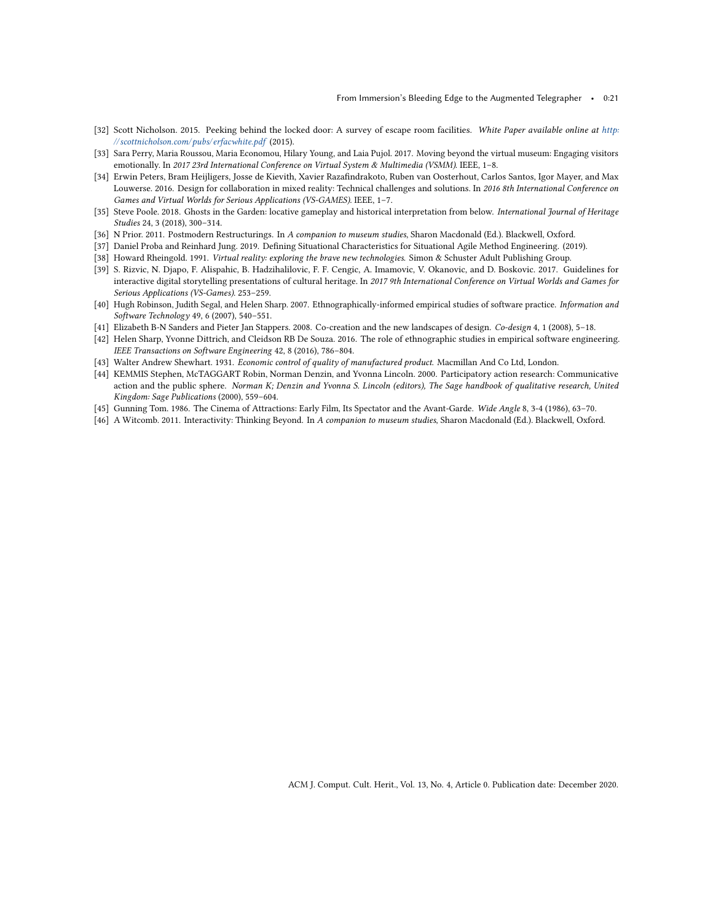[32] Scott Nicholson. 2015. Peeking behind the locked door: A survey of escape room facilities. *White Paper available online at http://scottnicholson.com/pubs/erfacwhite.pdf* (2015).

[33] Sara Perry, Maria Roussou, Maria Economou, Hilary Young, and Laia Pujol. 2017. Moving beyond the virtual museum: Engaging visitors emotionally. In *2017 23rd International Conference on Virtual System & Multimedia (VSMM)*. IEEE, 1–8.

[34] Erwin Peters, Bram Heijligers, Josse de Kievith, Xavier Razafindrakoto, Ruben van Oosterhout, Carlos Santos, Igor Mayer, and Max Louwerse. 2016. Design for collaboration in mixed reality: Technical challenges and solutions. In *2016 8th International Conference on Games and Virtual Worlds for Serious Applications (VS-GAMES)*. IEEE, 1–7.

[35] Steve Poole. 2018. Ghosts in the Garden: locative gameplay and historical interpretation from below. *International Journal of Heritage Studies* 24, 3 (2018), 300–314.

[36] N Prior. 2011. Postmodern Restructurings. In *A companion to museum studies*, Sharon Macdonald (Ed.). Blackwell, Oxford.

[37] Daniel Proba and Reinhard Jung. 2019. Defining Situational Characteristics for Situational Agile Method Engineering. (2019).

[38] Howard Rheingold. 1991. *Virtual reality: exploring the brave new technologies*. Simon & Schuster Adult Publishing Group.

[39] S. Rizvic, N. Djapo, F. Alispahic, B. Hadzihalilovic, F. F. Cengic, A. Imamovic, V. Okanovic, and D. Boskovic. 2017. Guidelines for interactive digital storytelling presentations of cultural heritage. In *2017 9th International Conference on Virtual Worlds and Games for Serious Applications (VS-Games)*. 253–259.

[40] Hugh Robinson, Judith Segal, and Helen Sharp. 2007. Ethnographically-informed empirical studies of software practice. *Information and Software Technology* 49, 6 (2007), 540–551.

[41] Elizabeth B-N Sanders and Pieter Jan Stappers. 2008. Co-creation and the new landscapes of design. *Co-design* 4, 1 (2008), 5–18.

[42] Helen Sharp, Yvonne Dittrich, and Cleidson RB De Souza. 2016. The role of ethnographic studies in empirical software engineering. *IEEE Transactions on Software Engineering* 42, 8 (2016), 786–804.

[43] Walter Andrew Shewhart. 1931. *Economic control of quality of manufactured product*. Macmillan And Co Ltd, London.

[44] KEMMIS Stephen, McTAGGART Robin, Norman Denzin, and Yvonna Lincoln. 2000. Participatory action research: Communicative action and the public sphere. *Norman K; Denzin and Yvonna S. Lincoln (editors), The Sage handbook of qualitative research, United Kingdom: Sage Publications* (2000), 559–604.

[45] Gunning Tom. 1986. The Cinema of Attractions: Early Film, Its Spectator and the Avant-Garde. *Wide Angle* 8, 3-4 (1986), 63–70.

[46] A Witcomb. 2011. Interactivity: Thinking Beyond. In *A companion to museum studies*, Sharon Macdonald (Ed.). Blackwell, Oxford.